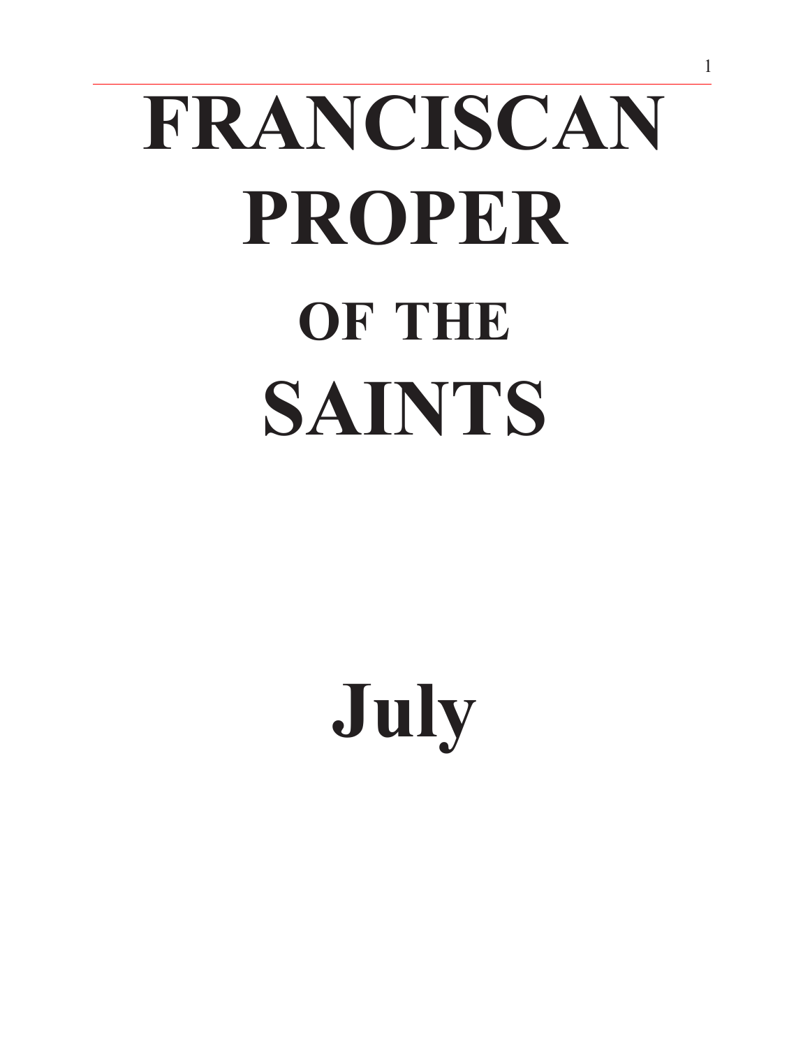# FRANCISCAN PROPER

## OF THE

# SAINTS

# July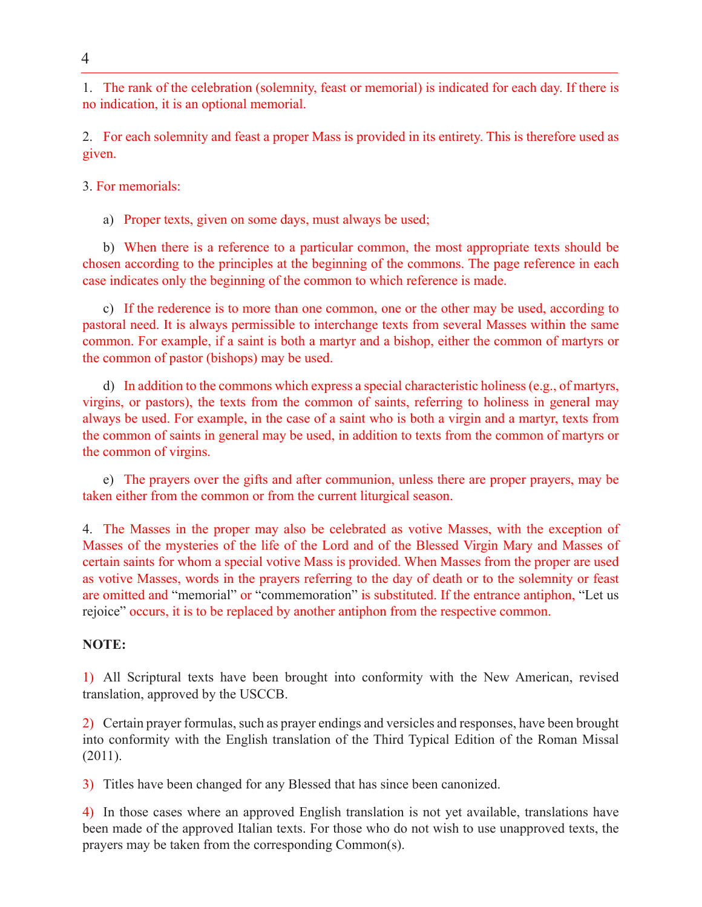1. The rank of the celebration (solemnity, feast or memorial) is indicated for each day. If there is no indication, it is an optional memorial.

2. For each solemnity and feast a proper Mass is provided in its entirety. This is therefore used as given.

3. For memorials:

a) Proper texts, given on some days, must always be used;

b) When there is a reference to a particular common, the most appropriate texts should be chosen according to the principles at the beginning of the commons. The page reference in each case indicates only the beginning of the common to which reference is made.

c) If the rederence is to more than one common, one or the other may be used, according to pastoral need. It is always permissible to interchange texts from several Masses within the same common. For example, if a saint is both a martyr and a bishop, either the common of martyrs or the common of pastor (bishops) may be used.

d) In addition to the commons which express a special characteristic holiness (e.g., of martyrs, virgins, or pastors), the texts from the common of saints, referring to holiness in general may always be used. For example, in the case of a saint who is both a virgin and a martyr, texts from the common of saints in general may be used, in addition to texts from the common of martyrs or the common of virgins.

e) The prayers over the gifts and after communion, unless there are proper prayers, may be taken either from the common or from the current liturgical season.

4. The Masses in the proper may also be celebrated as votive Masses, with the exception of Masses of the mysteries of the life of the Lord and of the Blessed Virgin Mary and Masses of certain saints for whom a special votive Mass is provided. When Masses from the proper are used as votive Masses, words in the prayers referring to the day of death or to the solemnity or feast are omitted and "memorial" or "commemoration" is substituted. If the entrance antiphon, "Let us rejoice" occurs, it is to be replaced by another antiphon from the respective common.

**NOTE:**

1) All Scriptural texts have been brought into conformity with the New American, revised translation, approved by the USCCB.

2) Certain prayer formulas, such as prayer endings and versicles and responses, have been brought into conformity with the English translation of the Third Typical Edition of the Roman Missal (2011).

3) Titles have been changed for any Blessed that has since been canonized.

4) In those cases where an approved English translation is not yet available, translations have been made of the approved Italian texts. For those who do not wish to use unapproved texts, the prayers may be taken from the corresponding Common(s).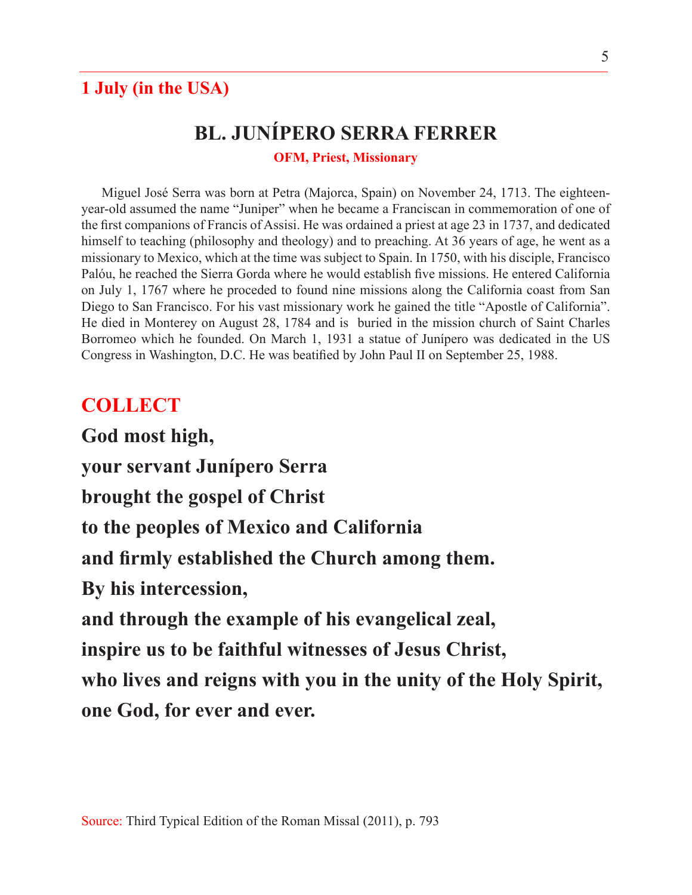**1 July (in the USA)**

# BL. JUNÍPERO SERRA FERRER

**OFM, Priest, Missionary**

Miguel José Serra was born at Petra (Majorca, Spain) on November 24, 1713. The eighteen-year-old assumed the name "Juniper" when he became a Franciscan in commemoration of one of the first companions of Francis of Assisi. He was ordained a priest at age 23 in 1737, and dedicated himself to teaching (philosophy and theology) and to preaching. At 36 years of age, he went as a missionary to Mexico, which at the time was subject to Spain. In 1750, with his disciple, Francisco Palóu, he reached the Sierra Gorda where he would establish five missions. He entered California on July 1, 1767 where he proceeded to found nine missions along the California coast from San Diego to San Francisco. For his vast missionary work he gained the title "Apostle of California". He died in Monterey on August 28, 1784 and is buried in the mission church of Saint Charles Borromeo which he founded. On March 1, 1931 a statue of Junípero was dedicated in the US Congress in Washington, D.C. He was beatified by John Paul II on September 25, 1988.

## COLLECT

**God most high,**
**your servant Junípero Serra**
**brought the gospel of Christ**
**to the peoples of Mexico and California**
**and firmly established the Church among them.**
**By his intercession,**
**and through the example of his evangelical zeal,**
**inspire us to be faithful witnesses of Jesus Christ,**
**who lives and reigns with you in the unity of the Holy Spirit,**
**one God, for ever and ever.**

Source: Third Typical Edition of the Roman Missal (2011), p. 793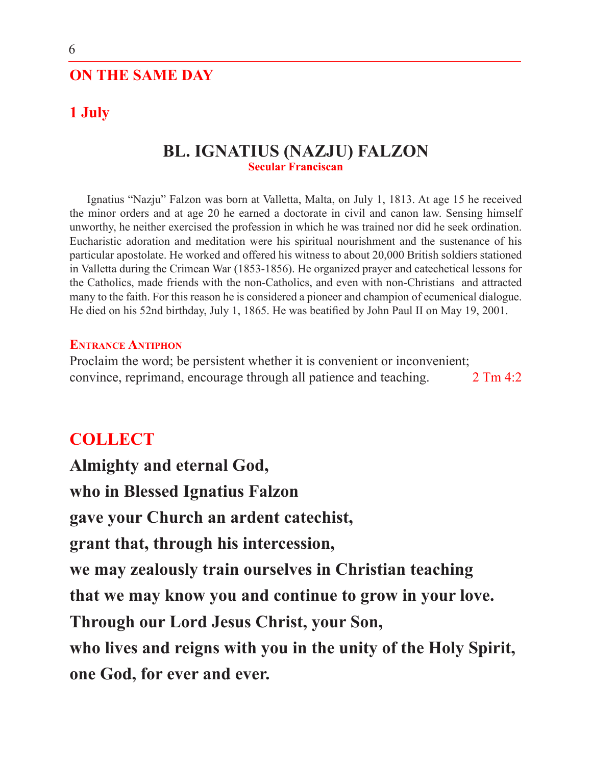## ON THE SAME DAY

### 1 July

# BL. IGNATIUS (NAZJU) FALZON

**Secular Franciscan**

Ignatius "Nazju" Falzon was born at Valletta, Malta, on July 1, 1813. At age 15 he received the minor orders and at age 20 he earned a doctorate in civil and canon law. Sensing himself unworthy, he neither exercised the profession in which he was trained nor did he seek ordination. Eucharistic adoration and meditation were his spiritual nourishment and the sustenance of his particular apostolate. He worked and offered his witness to about 20,000 British soldiers stationed in Valletta during the Crimean War (1853-1856). He organized prayer and catechetical lessons for the Catholics, made friends with the non-Catholics, and even with non-Christians and attracted many to the faith. For this reason he is considered a pioneer and champion of ecumenical dialogue. He died on his 52nd birthday, July 1, 1865. He was beatified by John Paul II on May 19, 2001.

**Entrance Antiphon**

Proclaim the word; be persistent whether it is convenient or inconvenient;
convince, reprimand, encourage through all patience and teaching. 2 Tm 4:2

## COLLECT

**Almighty and eternal God,**
**who in Blessed Ignatius Falzon**
**gave your Church an ardent catechist,**
**grant that, through his intercession,**
**we may zealously train ourselves in Christian teaching**
**that we may know you and continue to grow in your love.**
**Through our Lord Jesus Christ, your Son,**
**who lives and reigns with you in the unity of the Holy Spirit,**
**one God, for ever and ever.**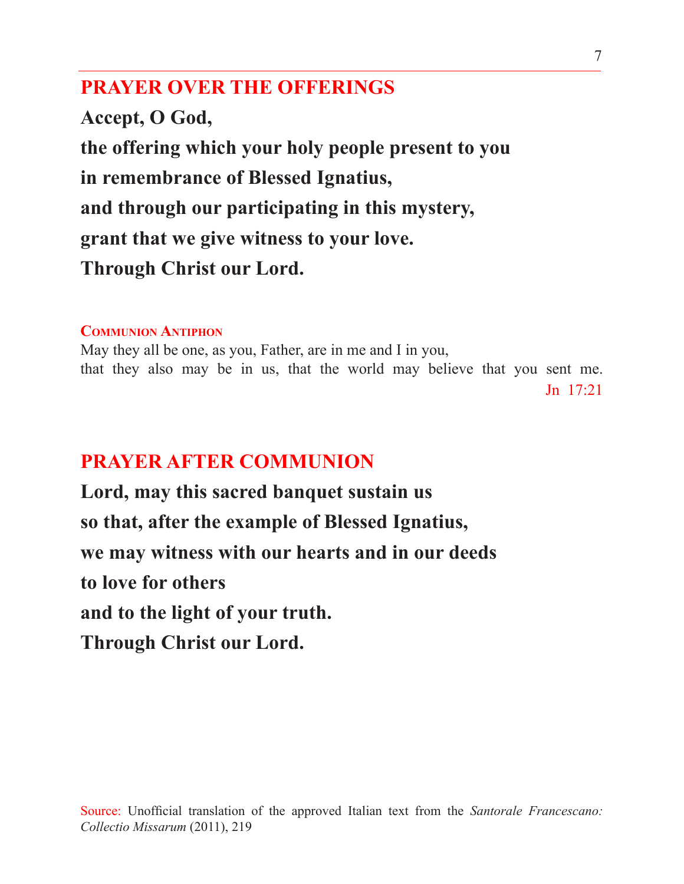## PRAYER OVER THE OFFERINGS

**Accept, O God,**
**the offering which your holy people present to you**
**in remembrance of Blessed Ignatius,**
**and through our participating in this mystery,**
**grant that we give witness to your love.**
**Through Christ our Lord.**

### Communion Antiphon

May they all be one, as you, Father, are in me and I in you,
that they also may be in us, that the world may believe that you sent me.
Jn 17:21

## PRAYER AFTER COMMUNION

**Lord, may this sacred banquet sustain us**
**so that, after the example of Blessed Ignatius,**
**we may witness with our hearts and in our deeds**
**to love for others**
**and to the light of your truth.**
**Through Christ our Lord.**

Source: Unofficial translation of the approved Italian text from the *Santorale Francescano: Collectio Missarum* (2011), 219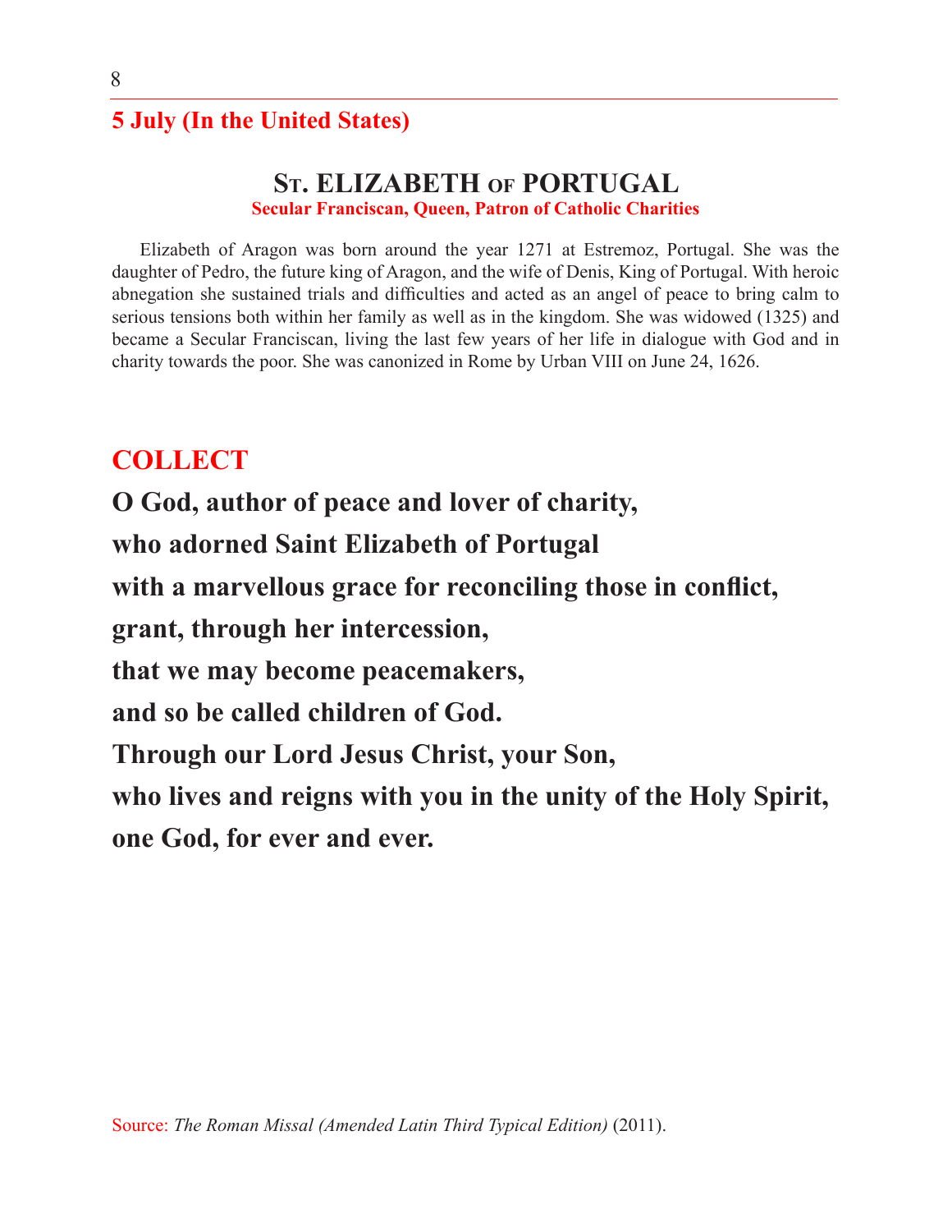## 5 July (In the United States)

### St. ELIZABETH of PORTUGAL

**Secular Franciscan, Queen, Patron of Catholic Charities**

Elizabeth of Aragon was born around the year 1271 at Estremoz, Portugal. She was the daughter of Pedro, the future king of Aragon, and the wife of Denis, King of Portugal. With heroic abnegation she sustained trials and difficulties and acted as an angel of peace to bring calm to serious tensions both within her family as well as in the kingdom. She was widowed (1325) and became a Secular Franciscan, living the last few years of her life in dialogue with God and in charity towards the poor. She was canonized in Rome by Urban VIII on June 24, 1626.

## COLLECT

**O God, author of peace and lover of charity,**
**who adorned Saint Elizabeth of Portugal**
**with a marvellous grace for reconciling those in conflict,**
**grant, through her intercession,**
**that we may become peacemakers,**
**and so be called children of God.**
**Through our Lord Jesus Christ, your Son,**
**who lives and reigns with you in the unity of the Holy Spirit,**
**one God, for ever and ever.**

Source: *The Roman Missal (Amended Latin Third Typical Edition)* (2011).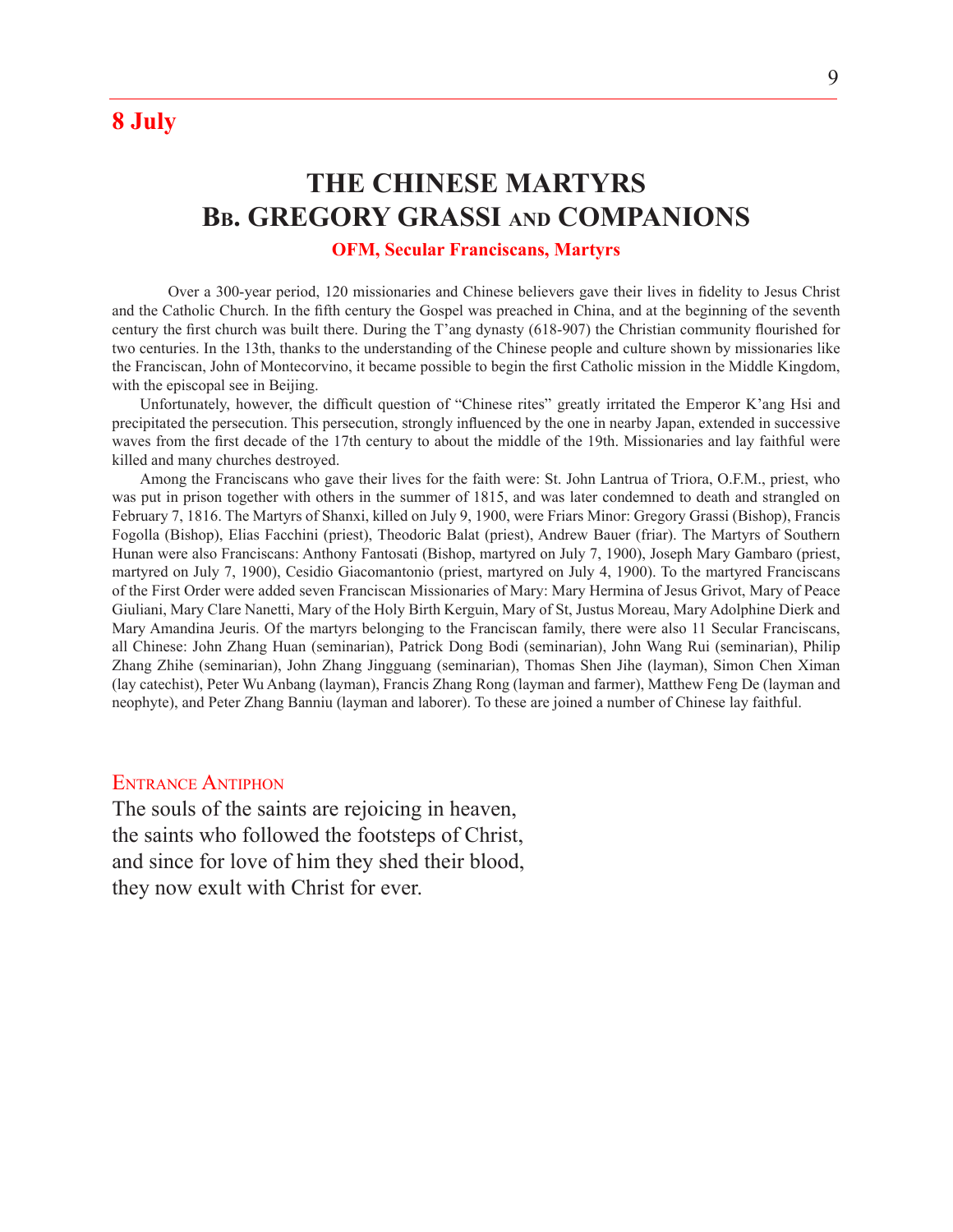## 8 July

# THE CHINESE MARTYRS
# Bb. GREGORY GRASSI and COMPANIONS

**OFM, Secular Franciscans, Martyrs**

Over a 300-year period, 120 missionaries and Chinese believers gave their lives in fidelity to Jesus Christ and the Catholic Church. In the fifth century the Gospel was preached in China, and at the beginning of the seventh century the first church was built there. During the T'ang dynasty (618-907) the Christian community flourished for two centuries. In the 13th, thanks to the understanding of the Chinese people and culture shown by missionaries like the Franciscan, John of Montecorvino, it became possible to begin the first Catholic mission in the Middle Kingdom, with the episcopal see in Beijing.

Unfortunately, however, the difficult question of "Chinese rites" greatly irritated the Emperor K'ang Hsi and precipitated the persecution. This persecution, strongly influenced by the one in nearby Japan, extended in successive waves from the first decade of the 17th century to about the middle of the 19th. Missionaries and lay faithful were killed and many churches destroyed.

Among the Franciscans who gave their lives for the faith were: St. John Lantrua of Triora, O.F.M., priest, who was put in prison together with others in the summer of 1815, and was later condemned to death and strangled on February 7, 1816. The Martyrs of Shanxi, killed on July 9, 1900, were Friars Minor: Gregory Grassi (Bishop), Francis Fogolla (Bishop), Elias Facchini (priest), Theodoric Balat (priest), Andrew Bauer (friar). The Martyrs of Southern Hunan were also Franciscans: Anthony Fantosati (Bishop, martyred on July 7, 1900), Joseph Mary Gambaro (priest, martyred on July 7, 1900), Cesidio Giacomantonio (priest, martyred on July 4, 1900). To the martyred Franciscans of the First Order were added seven Franciscan Missionaries of Mary: Mary Hermina of Jesus Grivot, Mary of Peace Giuliani, Mary Clare Nanetti, Mary of the Holy Birth Kerguin, Mary of St, Justus Moreau, Mary Adolphine Dierk and Mary Amandina Jeuris. Of the martyrs belonging to the Franciscan family, there were also 11 Secular Franciscans, all Chinese: John Zhang Huan (seminarian), Patrick Dong Bodi (seminarian), John Wang Rui (seminarian), Philip Zhang Zhihe (seminarian), John Zhang Jingguang (seminarian), Thomas Shen Jihe (layman), Simon Chen Ximan (lay catechist), Peter Wu Anbang (layman), Francis Zhang Rong (layman and farmer), Matthew Feng De (layman and neophyte), and Peter Zhang Banniu (layman and laborer). To these are joined a number of Chinese lay faithful.

### Entrance Antiphon

The souls of the saints are rejoicing in heaven,
the saints who followed the footsteps of Christ,
and since for love of him they shed their blood,
they now exult with Christ for ever.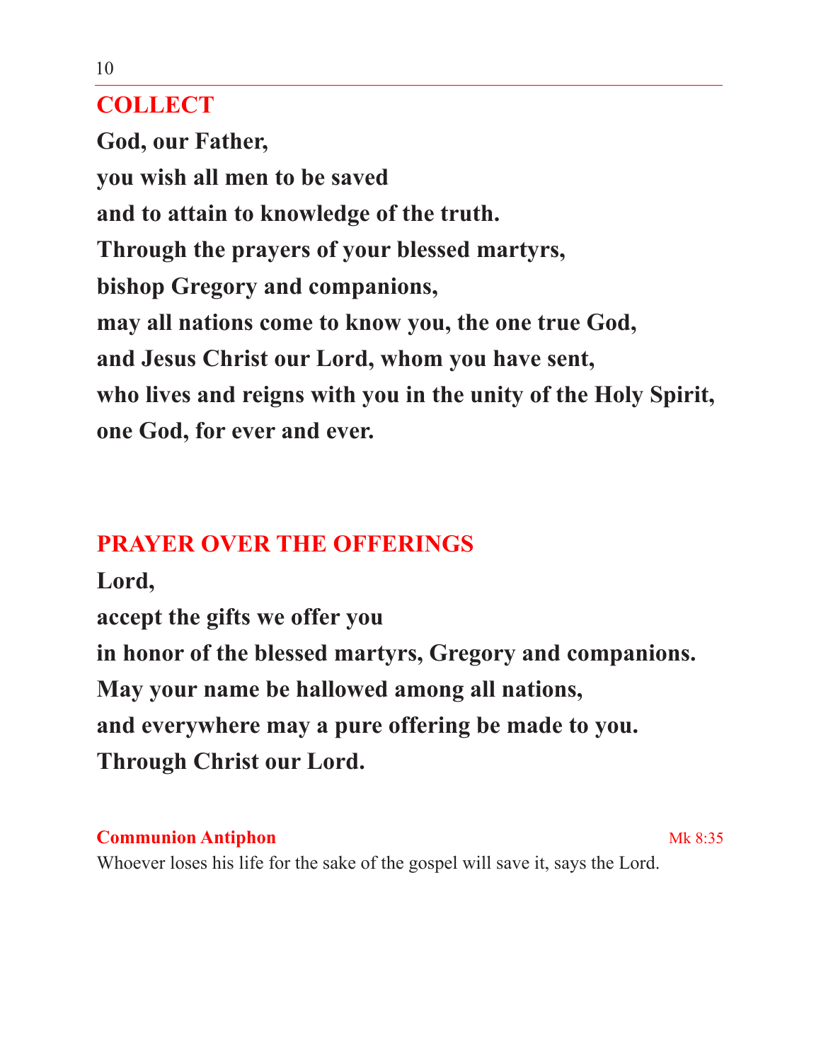## COLLECT

**God, our Father,**
**you wish all men to be saved**
**and to attain to knowledge of the truth.**
**Through the prayers of your blessed martyrs,**
**bishop Gregory and companions,**
**may all nations come to know you, the one true God,**
**and Jesus Christ our Lord, whom you have sent,**
**who lives and reigns with you in the unity of the Holy Spirit,**
**one God, for ever and ever.**

## PRAYER OVER THE OFFERINGS

**Lord,**
**accept the gifts we offer you**
**in honor of the blessed martyrs, Gregory and companions.**
**May your name be hallowed among all nations,**
**and everywhere may a pure offering be made to you.**
**Through Christ our Lord.**

**Communion Antiphon** — Mk 8:35

Whoever loses his life for the sake of the gospel will save it, says the Lord.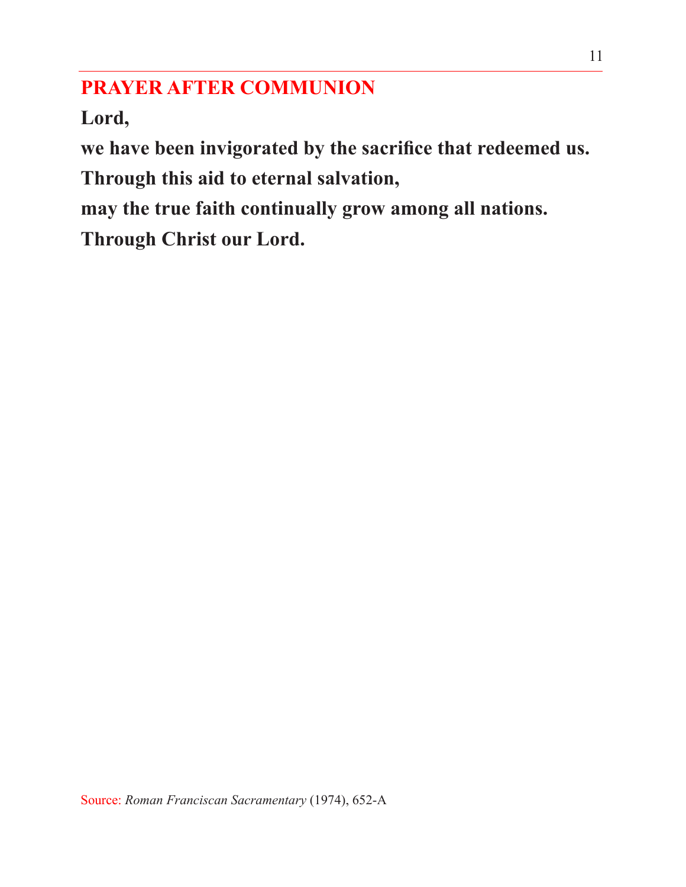## PRAYER AFTER COMMUNION

**Lord,**

**we have been invigorated by the sacrifice that redeemed us.**

**Through this aid to eternal salvation,**

**may the true faith continually grow among all nations.**

**Through Christ our Lord.**

Source: *Roman Franciscan Sacramentary* (1974), 652-A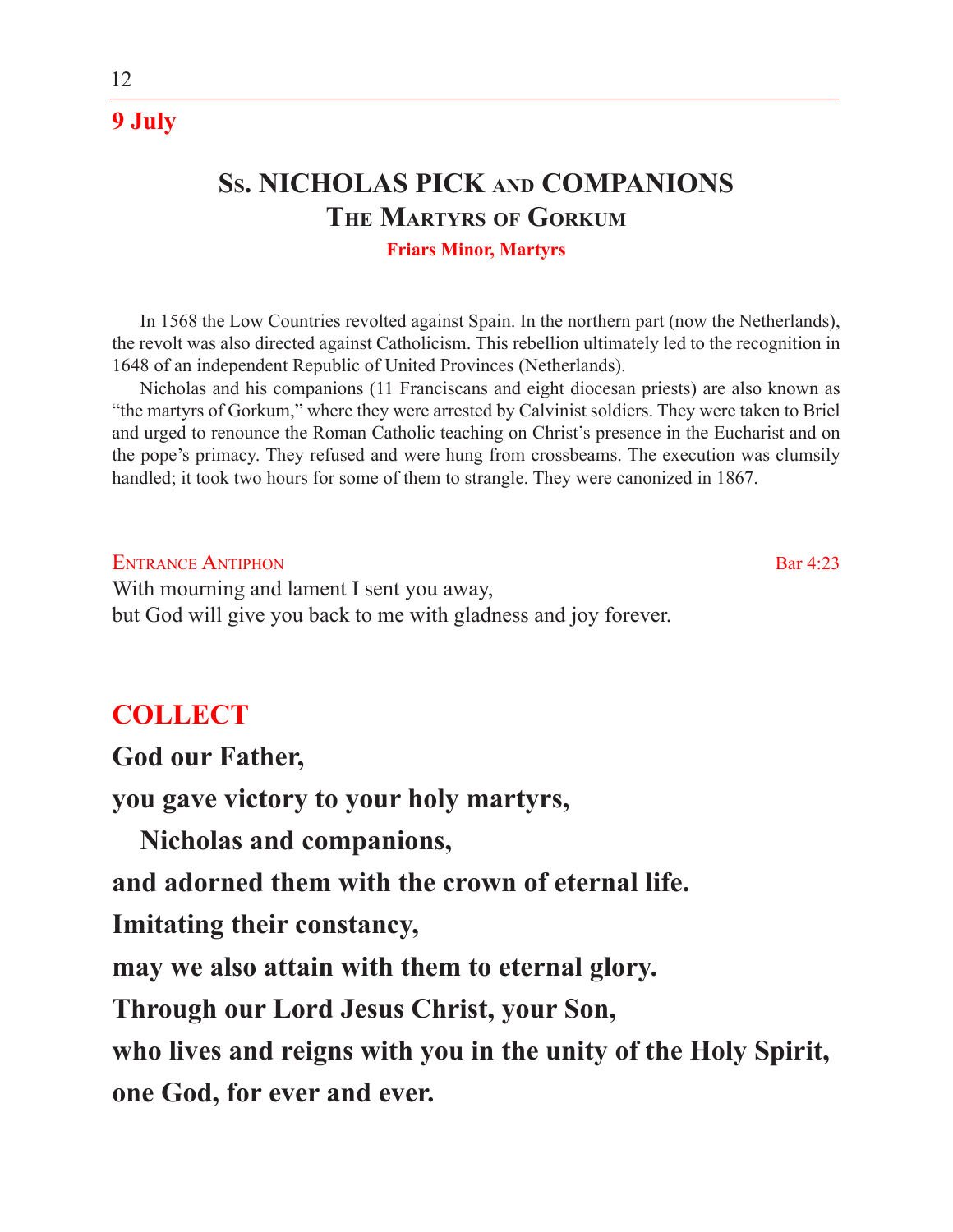**9 July**

# Ss. NICHOLAS PICK and COMPANIONS
## The Martyrs of Gorkum
**Friars Minor, Martyrs**

In 1568 the Low Countries revolted against Spain. In the northern part (now the Netherlands), the revolt was also directed against Catholicism. This rebellion ultimately led to the recognition in 1648 of an independent Republic of United Provinces (Netherlands).

Nicholas and his companions (11 Franciscans and eight diocesan priests) are also known as “the martyrs of Gorkum,” where they were arrested by Calvinist soldiers. They were taken to Briel and urged to renounce the Roman Catholic teaching on Christ’s presence in the Eucharist and on the pope’s primacy. They refused and were hung from crossbeams. The execution was clumsily handled; it took two hours for some of them to strangle. They were canonized in 1867.

Entrance Antiphon — Bar 4:23

With mourning and lament I sent you away,
but God will give you back to me with gladness and joy forever.

## COLLECT

**God our Father,**
**you gave victory to your holy martyrs,**
**Nicholas and companions,**
**and adorned them with the crown of eternal life.**
**Imitating their constancy,**
**may we also attain with them to eternal glory.**
**Through our Lord Jesus Christ, your Son,**
**who lives and reigns with you in the unity of the Holy Spirit,**
**one God, for ever and ever.**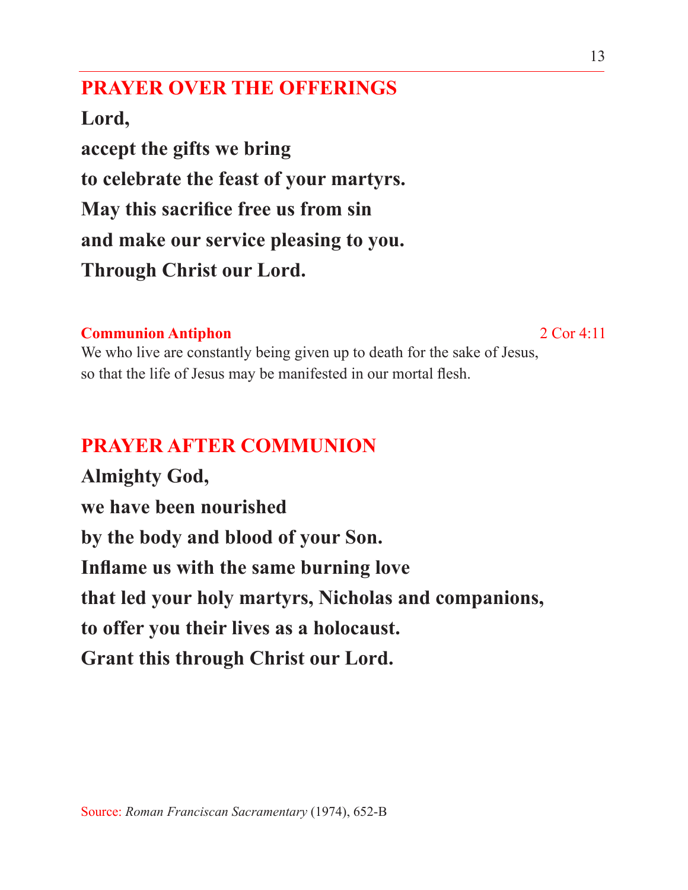## PRAYER OVER THE OFFERINGS

**Lord,**
**accept the gifts we bring**
**to celebrate the feast of your martyrs.**
**May this sacrifice free us from sin**
**and make our service pleasing to you.**
**Through Christ our Lord.**

**Communion Antiphon** 2 Cor 4:11

We who live are constantly being given up to death for the sake of Jesus,
so that the life of Jesus may be manifested in our mortal flesh.

## PRAYER AFTER COMMUNION

**Almighty God,**
**we have been nourished**
**by the body and blood of your Son.**
**Inflame us with the same burning love**
**that led your holy martyrs, Nicholas and companions,**
**to offer you their lives as a holocaust.**
**Grant this through Christ our Lord.**

Source: *Roman Franciscan Sacramentary* (1974), 652-B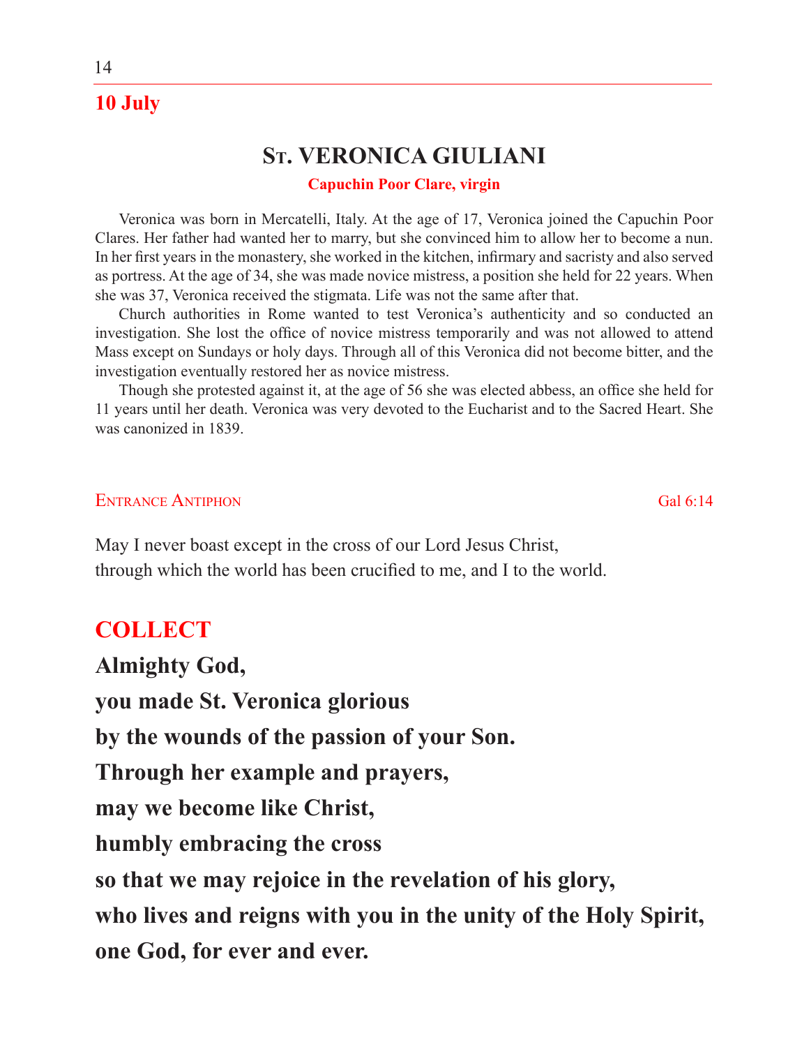**10 July**

# St. VERONICA GIULIANI

**Capuchin Poor Clare, virgin**

Veronica was born in Mercatelli, Italy. At the age of 17, Veronica joined the Capuchin Poor Clares. Her father had wanted her to marry, but she convinced him to allow her to become a nun. In her first years in the monastery, she worked in the kitchen, infirmary and sacristy and also served as portress. At the age of 34, she was made novice mistress, a position she held for 22 years. When she was 37, Veronica received the stigmata. Life was not the same after that.

Church authorities in Rome wanted to test Veronica's authenticity and so conducted an investigation. She lost the office of novice mistress temporarily and was not allowed to attend Mass except on Sundays or holy days. Through all of this Veronica did not become bitter, and the investigation eventually restored her as novice mistress.

Though she protested against it, at the age of 56 she was elected abbess, an office she held for 11 years until her death. Veronica was very devoted to the Eucharist and to the Sacred Heart. She was canonized in 1839.

Entrance Antiphon — Gal 6:14

May I never boast except in the cross of our Lord Jesus Christ,
through which the world has been crucified to me, and I to the world.

## COLLECT

**Almighty God,**
**you made St. Veronica glorious**
**by the wounds of the passion of your Son.**
**Through her example and prayers,**
**may we become like Christ,**
**humbly embracing the cross**
**so that we may rejoice in the revelation of his glory,**
**who lives and reigns with you in the unity of the Holy Spirit,**
**one God, for ever and ever.**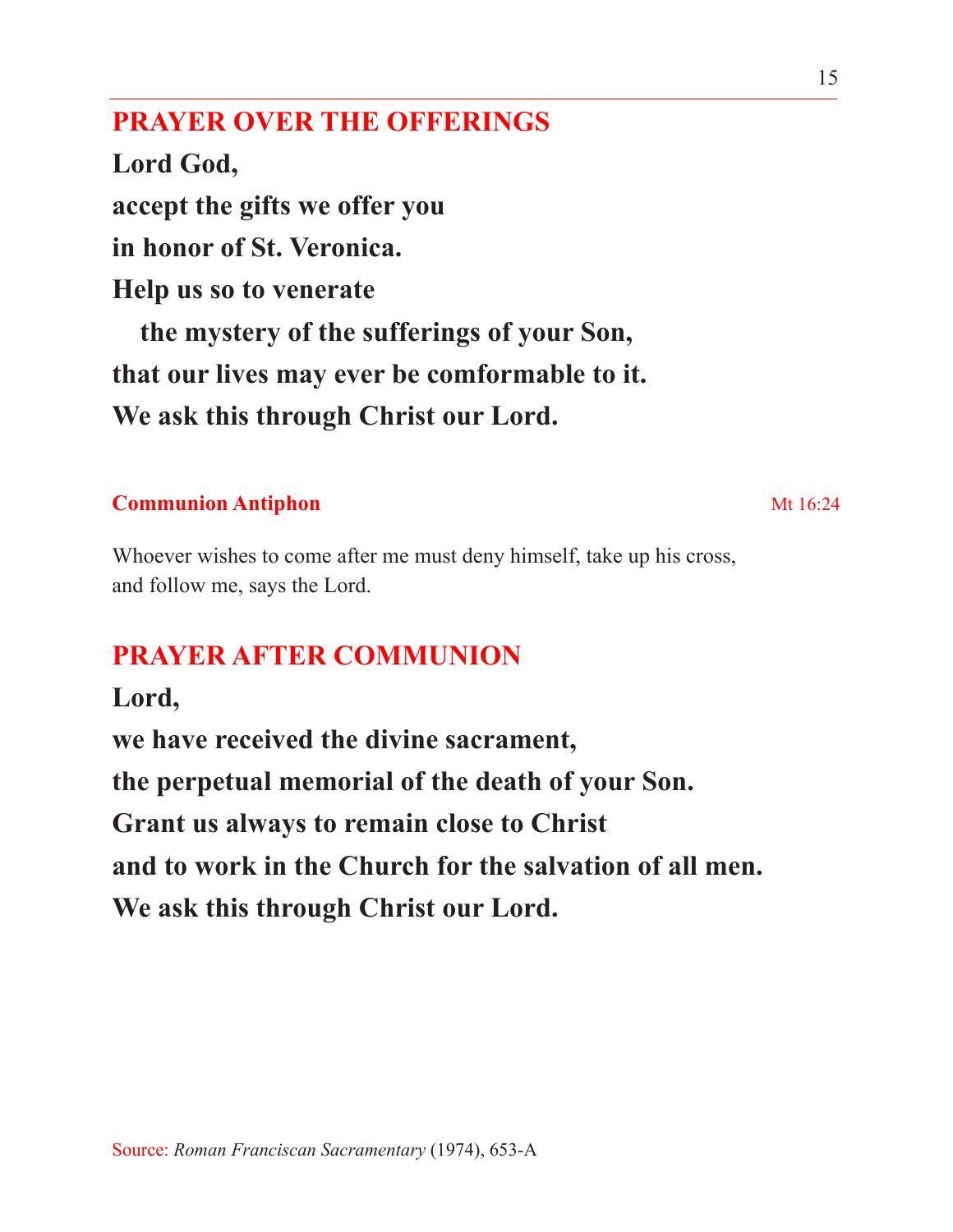## PRAYER OVER THE OFFERINGS

**Lord God,**
**accept the gifts we offer you**
**in honor of St. Veronica.**
**Help us so to venerate**
**the mystery of the sufferings of your Son,**
**that our lives may ever be comformable to it.**
**We ask this through Christ our Lord.**

**Communion Antiphon** Mt 16:24

Whoever wishes to come after me must deny himself, take up his cross, and follow me, says the Lord.

## PRAYER AFTER COMMUNION

**Lord,**
**we have received the divine sacrament,**
**the perpetual memorial of the death of your Son.**
**Grant us always to remain close to Christ**
**and to work in the Church for the salvation of all men.**
**We ask this through Christ our Lord.**

Source: *Roman Franciscan Sacramentary* (1974), 653-A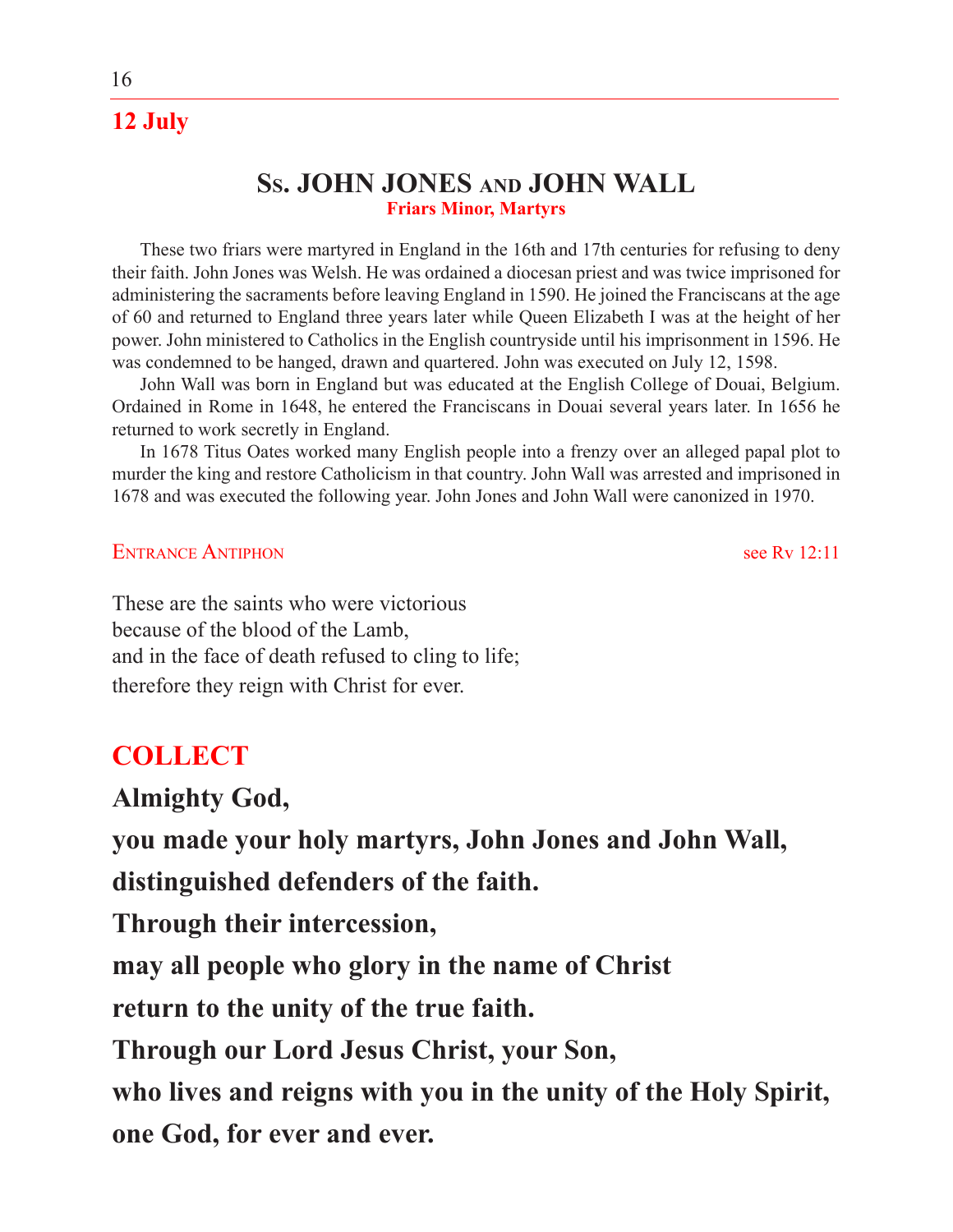## 12 July

# Ss. JOHN JONES and JOHN WALL

**Friars Minor, Martyrs**

These two friars were martyred in England in the 16th and 17th centuries for refusing to deny their faith. John Jones was Welsh. He was ordained a diocesan priest and was twice imprisoned for administering the sacraments before leaving England in 1590. He joined the Franciscans at the age of 60 and returned to England three years later while Queen Elizabeth I was at the height of her power. John ministered to Catholics in the English countryside until his imprisonment in 1596. He was condemned to be hanged, drawn and quartered. John was executed on July 12, 1598.

John Wall was born in England but was educated at the English College of Douai, Belgium. Ordained in Rome in 1648, he entered the Franciscans in Douai several years later. In 1656 he returned to work secretly in England.

In 1678 Titus Oates worked many English people into a frenzy over an alleged papal plot to murder the king and restore Catholicism in that country. John Wall was arrested and imprisoned in 1678 and was executed the following year. John Jones and John Wall were canonized in 1970.

Entrance Antiphon — see Rv 12:11

These are the saints who were victorious
because of the blood of the Lamb,
and in the face of death refused to cling to life;
therefore they reign with Christ for ever.

## COLLECT

**Almighty God,**
**you made your holy martyrs, John Jones and John Wall,**
**distinguished defenders of the faith.**
**Through their intercession,**
**may all people who glory in the name of Christ**
**return to the unity of the true faith.**
**Through our Lord Jesus Christ, your Son,**
**who lives and reigns with you in the unity of the Holy Spirit,**
**one God, for ever and ever.**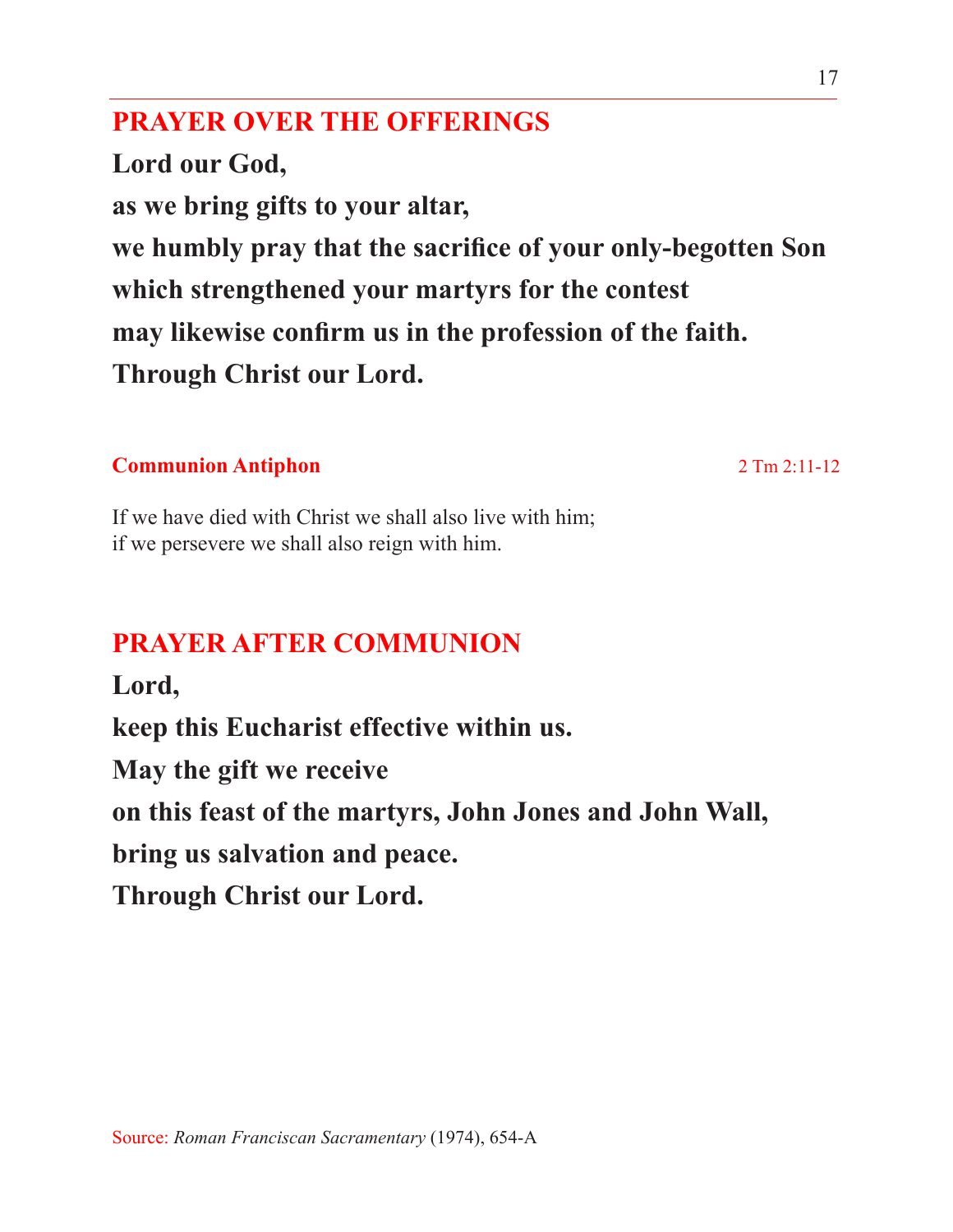## PRAYER OVER THE OFFERINGS

**Lord our God,**
**as we bring gifts to your altar,**
**we humbly pray that the sacrifice of your only-begotten Son**
**which strengthened your martyrs for the contest**
**may likewise confirm us in the profession of the faith.**
**Through Christ our Lord.**

**Communion Antiphon** 2 Tm 2:11-12

If we have died with Christ we shall also live with him;
if we persevere we shall also reign with him.

## PRAYER AFTER COMMUNION

**Lord,**
**keep this Eucharist effective within us.**
**May the gift we receive**
**on this feast of the martyrs, John Jones and John Wall,**
**bring us salvation and peace.**
**Through Christ our Lord.**

Source: *Roman Franciscan Sacramentary* (1974), 654-A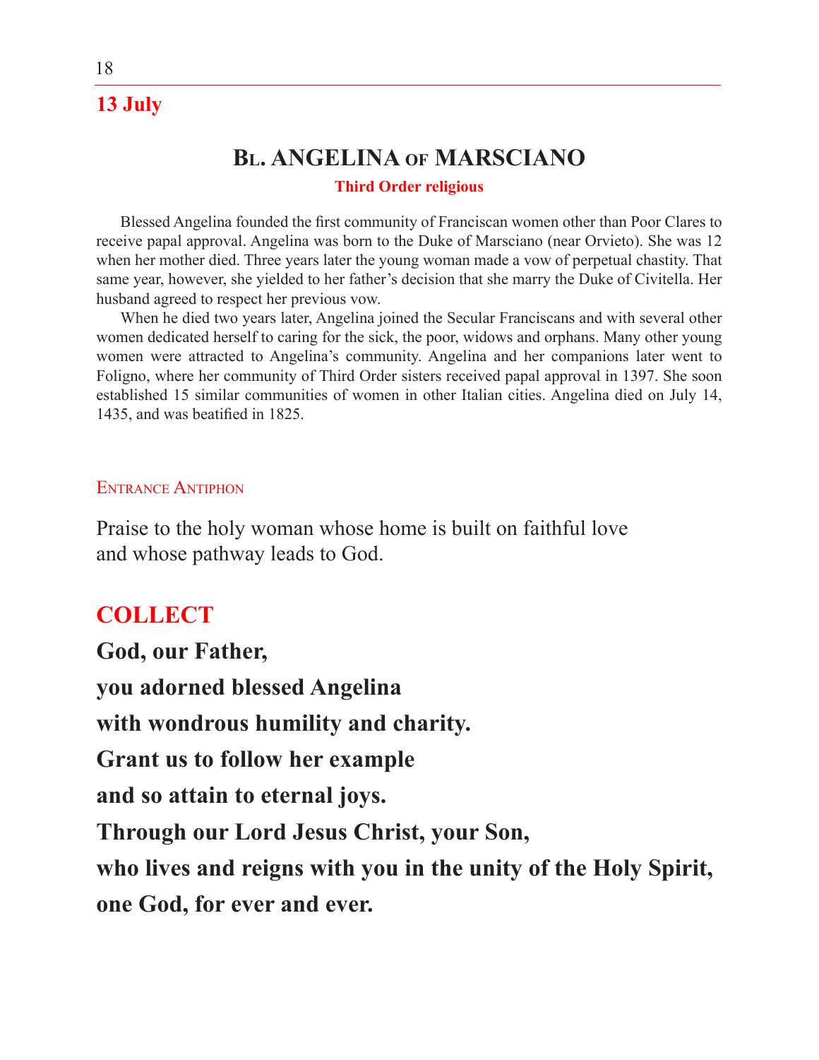**13 July**

## Bl. ANGELINA of MARSCIANO

**Third Order religious**

Blessed Angelina founded the first community of Franciscan women other than Poor Clares to receive papal approval. Angelina was born to the Duke of Marsciano (near Orvieto). She was 12 when her mother died. Three years later the young woman made a vow of perpetual chastity. That same year, however, she yielded to her father's decision that she marry the Duke of Civitella. Her husband agreed to respect her previous vow.

When he died two years later, Angelina joined the Secular Franciscans and with several other women dedicated herself to caring for the sick, the poor, widows and orphans. Many other young women were attracted to Angelina's community. Angelina and her companions later went to Foligno, where her community of Third Order sisters received papal approval in 1397. She soon established 15 similar communities of women in other Italian cities. Angelina died on July 14, 1435, and was beatified in 1825.

### Entrance Antiphon

Praise to the holy woman whose home is built on faithful love
and whose pathway leads to God.

### COLLECT

**God, our Father,**
**you adorned blessed Angelina**
**with wondrous humility and charity.**
**Grant us to follow her example**
**and so attain to eternal joys.**
**Through our Lord Jesus Christ, your Son,**
**who lives and reigns with you in the unity of the Holy Spirit,**
**one God, for ever and ever.**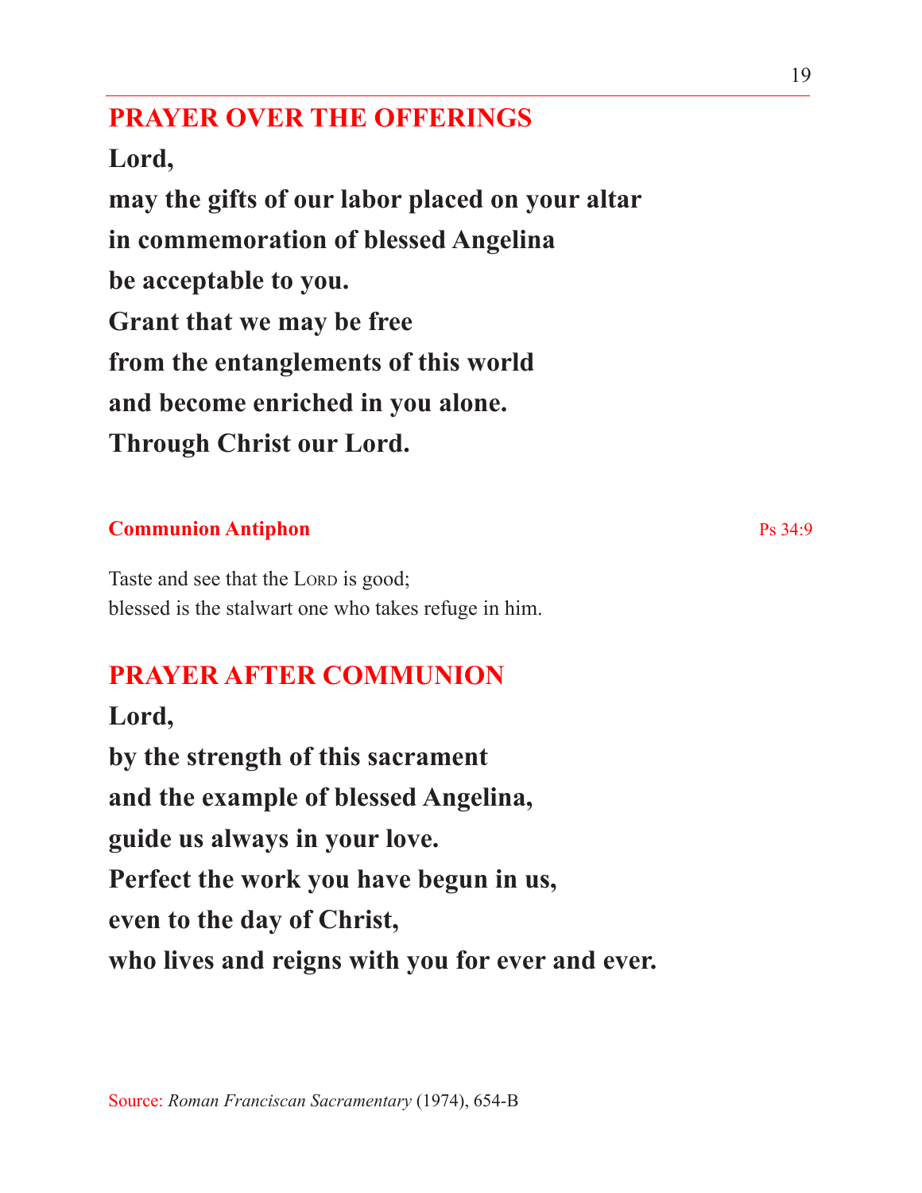## PRAYER OVER THE OFFERINGS

**Lord,**
**may the gifts of our labor placed on your altar**
**in commemoration of blessed Angelina**
**be acceptable to you.**
**Grant that we may be free**
**from the entanglements of this world**
**and become enriched in you alone.**
**Through Christ our Lord.**

### Communion Antiphon

Ps 34:9

Taste and see that the LORD is good;
blessed is the stalwart one who takes refuge in him.

## PRAYER AFTER COMMUNION

**Lord,**
**by the strength of this sacrament**
**and the example of blessed Angelina,**
**guide us always in your love.**
**Perfect the work you have begun in us,**
**even to the day of Christ,**
**who lives and reigns with you for ever and ever.**

Source: *Roman Franciscan Sacramentary* (1974), 654-B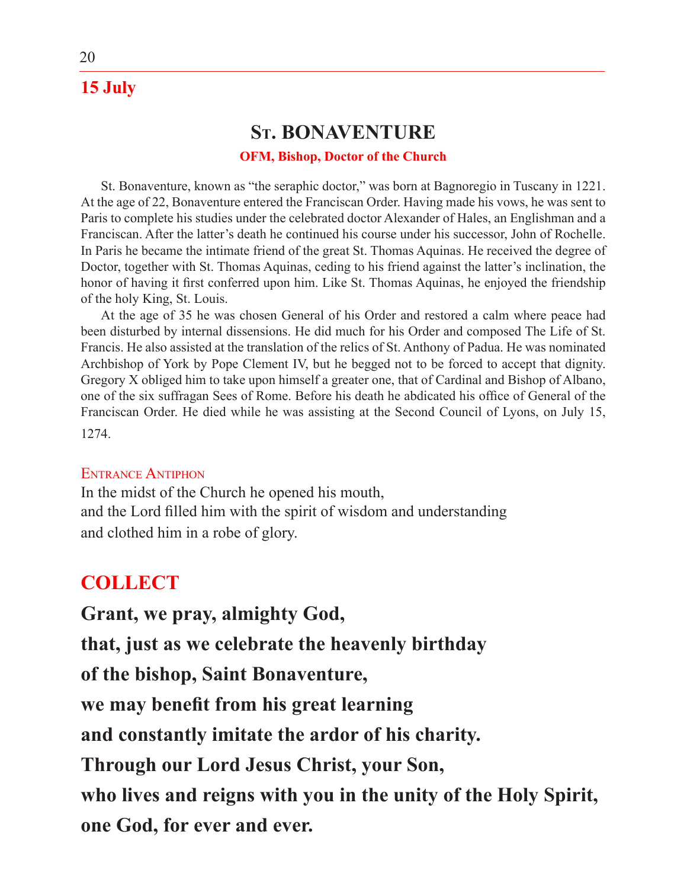## 15 July

# St. BONAVENTURE

**OFM, Bishop, Doctor of the Church**

St. Bonaventure, known as "the seraphic doctor," was born at Bagnoregio in Tuscany in 1221. At the age of 22, Bonaventure entered the Franciscan Order. Having made his vows, he was sent to Paris to complete his studies under the celebrated doctor Alexander of Hales, an Englishman and a Franciscan. After the latter's death he continued his course under his successor, John of Rochelle. In Paris he became the intimate friend of the great St. Thomas Aquinas. He received the degree of Doctor, together with St. Thomas Aquinas, ceding to his friend against the latter's inclination, the honor of having it first conferred upon him. Like St. Thomas Aquinas, he enjoyed the friendship of the holy King, St. Louis.

At the age of 35 he was chosen General of his Order and restored a calm where peace had been disturbed by internal dissensions. He did much for his Order and composed The Life of St. Francis. He also assisted at the translation of the relics of St. Anthony of Padua. He was nominated Archbishop of York by Pope Clement IV, but he begged not to be forced to accept that dignity. Gregory X obliged him to take upon himself a greater one, that of Cardinal and Bishop of Albano, one of the six suffragan Sees of Rome. Before his death he abdicated his office of General of the Franciscan Order. He died while he was assisting at the Second Council of Lyons, on July 15, 1274.

Entrance Antiphon

In the midst of the Church he opened his mouth,
and the Lord filled him with the spirit of wisdom and understanding
and clothed him in a robe of glory.

## COLLECT

**Grant, we pray, almighty God,**
**that, just as we celebrate the heavenly birthday**
**of the bishop, Saint Bonaventure,**
**we may benefit from his great learning**
**and constantly imitate the ardor of his charity.**
**Through our Lord Jesus Christ, your Son,**
**who lives and reigns with you in the unity of the Holy Spirit,**
**one God, for ever and ever.**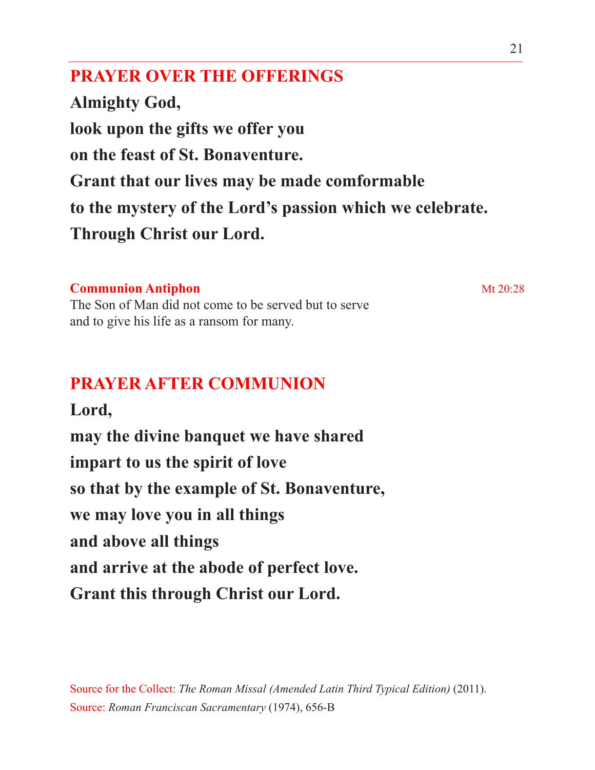## PRAYER OVER THE OFFERINGS

**Almighty God,**
**look upon the gifts we offer you**
**on the feast of St. Bonaventure.**
**Grant that our lives may be made comformable**
**to the mystery of the Lord's passion which we celebrate.**
**Through Christ our Lord.**

**Communion Antiphon** Mt 20:28

The Son of Man did not come to be served but to serve
and to give his life as a ransom for many.

## PRAYER AFTER COMMUNION

**Lord,**
**may the divine banquet we have shared**
**impart to us the spirit of love**
**so that by the example of St. Bonaventure,**
**we may love you in all things**
**and above all things**
**and arrive at the abode of perfect love.**
**Grant this through Christ our Lord.**

Source for the Collect: *The Roman Missal (Amended Latin Third Typical Edition)* (2011).
Source: *Roman Franciscan Sacramentary* (1974), 656-B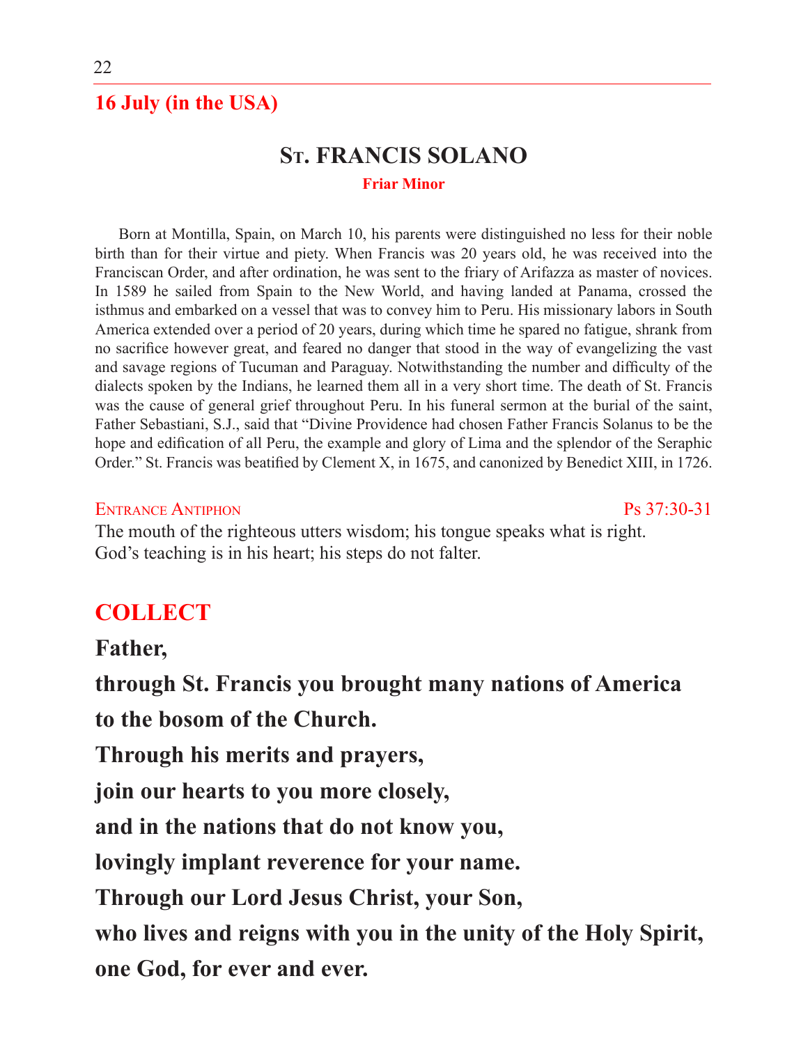## 16 July (in the USA)

# St. FRANCIS SOLANO

**Friar Minor**

Born at Montilla, Spain, on March 10, his parents were distinguished no less for their noble birth than for their virtue and piety. When Francis was 20 years old, he was received into the Franciscan Order, and after ordination, he was sent to the friary of Arifazza as master of novices. In 1589 he sailed from Spain to the New World, and having landed at Panama, crossed the isthmus and embarked on a vessel that was to convey him to Peru. His missionary labors in South America extended over a period of 20 years, during which time he spared no fatigue, shrank from no sacrifice however great, and feared no danger that stood in the way of evangelizing the vast and savage regions of Tucuman and Paraguay. Notwithstanding the number and difficulty of the dialects spoken by the Indians, he learned them all in a very short time. The death of St. Francis was the cause of general grief throughout Peru. In his funeral sermon at the burial of the saint, Father Sebastiani, S.J., said that "Divine Providence had chosen Father Francis Solanus to be the hope and edification of all Peru, the example and glory of Lima and the splendor of the Seraphic Order." St. Francis was beatified by Clement X, in 1675, and canonized by Benedict XIII, in 1726.

Entrance Antiphon — Ps 37:30-31

The mouth of the righteous utters wisdom; his tongue speaks what is right.
God's teaching is in his heart; his steps do not falter.

## COLLECT

**Father,**
**through St. Francis you brought many nations of America**
**to the bosom of the Church.**
**Through his merits and prayers,**
**join our hearts to you more closely,**
**and in the nations that do not know you,**
**lovingly implant reverence for your name.**
**Through our Lord Jesus Christ, your Son,**
**who lives and reigns with you in the unity of the Holy Spirit,**
**one God, for ever and ever.**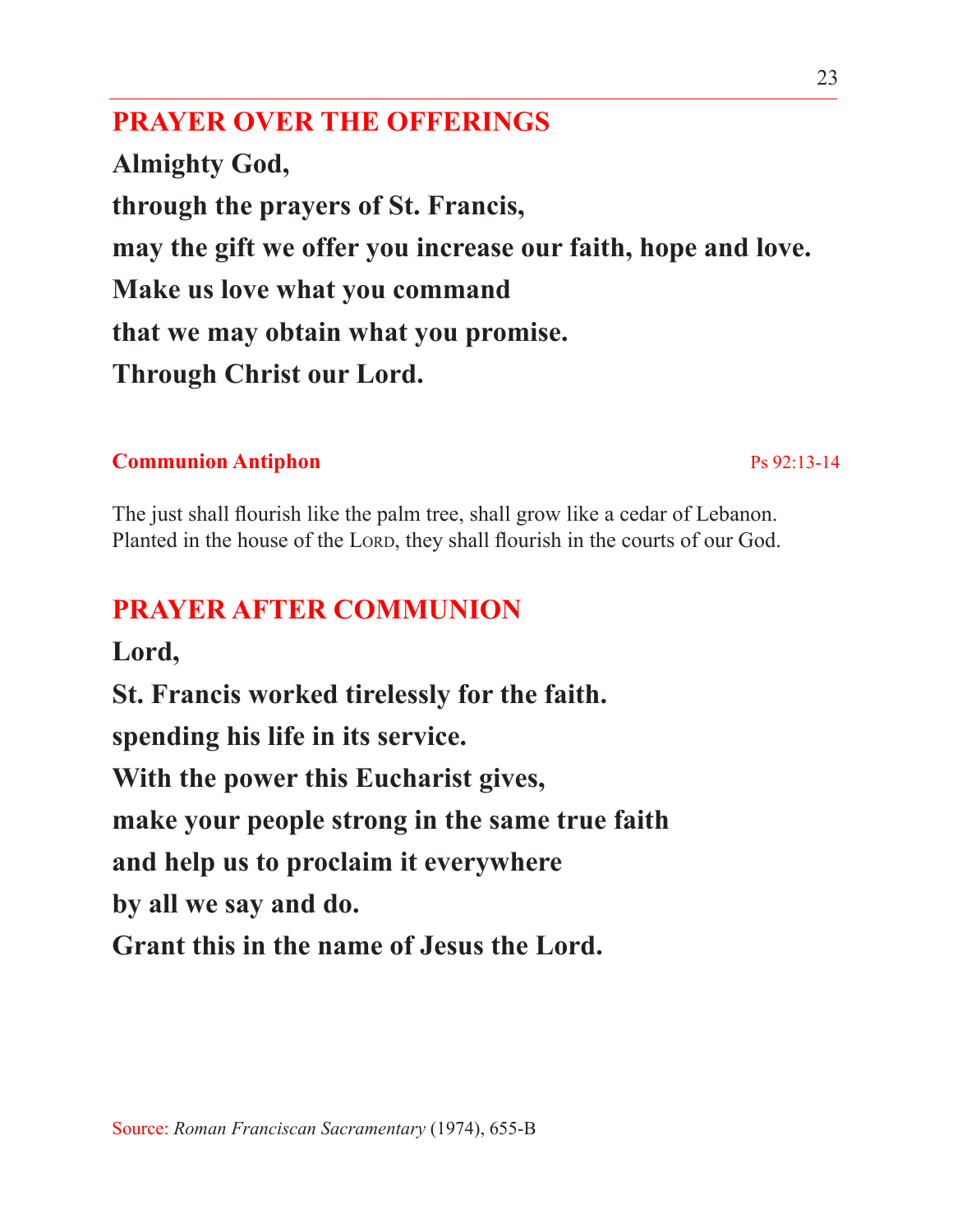## PRAYER OVER THE OFFERINGS

**Almighty God,**

**through the prayers of St. Francis,**

**may the gift we offer you increase our faith, hope and love.**

**Make us love what you command**

**that we may obtain what you promise.**

**Through Christ our Lord.**

**Communion Antiphon** Ps 92:13-14

The just shall flourish like the palm tree, shall grow like a cedar of Lebanon. Planted in the house of the LORD, they shall flourish in the courts of our God.

## PRAYER AFTER COMMUNION

**Lord,**

**St. Francis worked tirelessly for the faith.**

**spending his life in its service.**

**With the power this Eucharist gives,**

**make your people strong in the same true faith**

**and help us to proclaim it everywhere**

**by all we say and do.**

**Grant this in the name of Jesus the Lord.**

Source: *Roman Franciscan Sacramentary* (1974), 655-B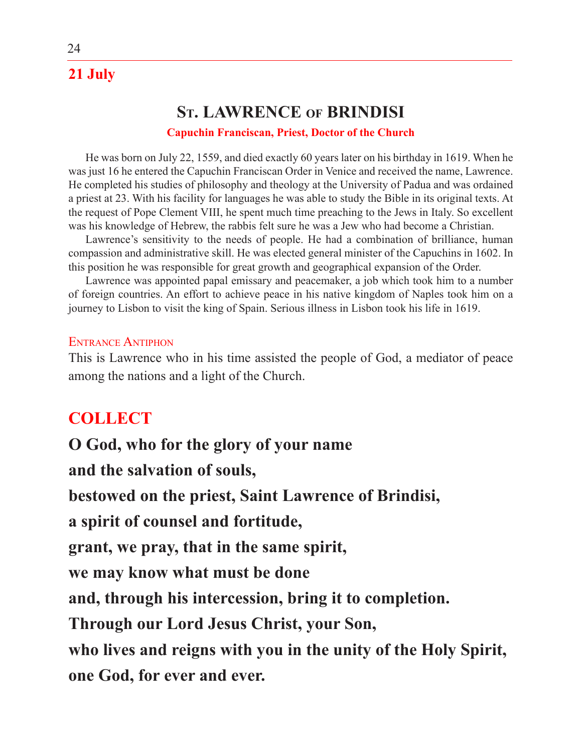## 21 July

# St. LAWRENCE of BRINDISI

**Capuchin Franciscan, Priest, Doctor of the Church**

He was born on July 22, 1559, and died exactly 60 years later on his birthday in 1619. When he was just 16 he entered the Capuchin Franciscan Order in Venice and received the name, Lawrence. He completed his studies of philosophy and theology at the University of Padua and was ordained a priest at 23. With his facility for languages he was able to study the Bible in its original texts. At the request of Pope Clement VIII, he spent much time preaching to the Jews in Italy. So excellent was his knowledge of Hebrew, the rabbis felt sure he was a Jew who had become a Christian.

Lawrence's sensitivity to the needs of people. He had a combination of brilliance, human compassion and administrative skill. He was elected general minister of the Capuchins in 1602. In this position he was responsible for great growth and geographical expansion of the Order.

Lawrence was appointed papal emissary and peacemaker, a job which took him to a number of foreign countries. An effort to achieve peace in his native kingdom of Naples took him on a journey to Lisbon to visit the king of Spain. Serious illness in Lisbon took his life in 1619.

### Entrance Antiphon

This is Lawrence who in his time assisted the people of God, a mediator of peace among the nations and a light of the Church.

## COLLECT

**O God, who for the glory of your name**
**and the salvation of souls,**
**bestowed on the priest, Saint Lawrence of Brindisi,**
**a spirit of counsel and fortitude,**
**grant, we pray, that in the same spirit,**
**we may know what must be done**
**and, through his intercession, bring it to completion.**
**Through our Lord Jesus Christ, your Son,**
**who lives and reigns with you in the unity of the Holy Spirit,**
**one God, for ever and ever.**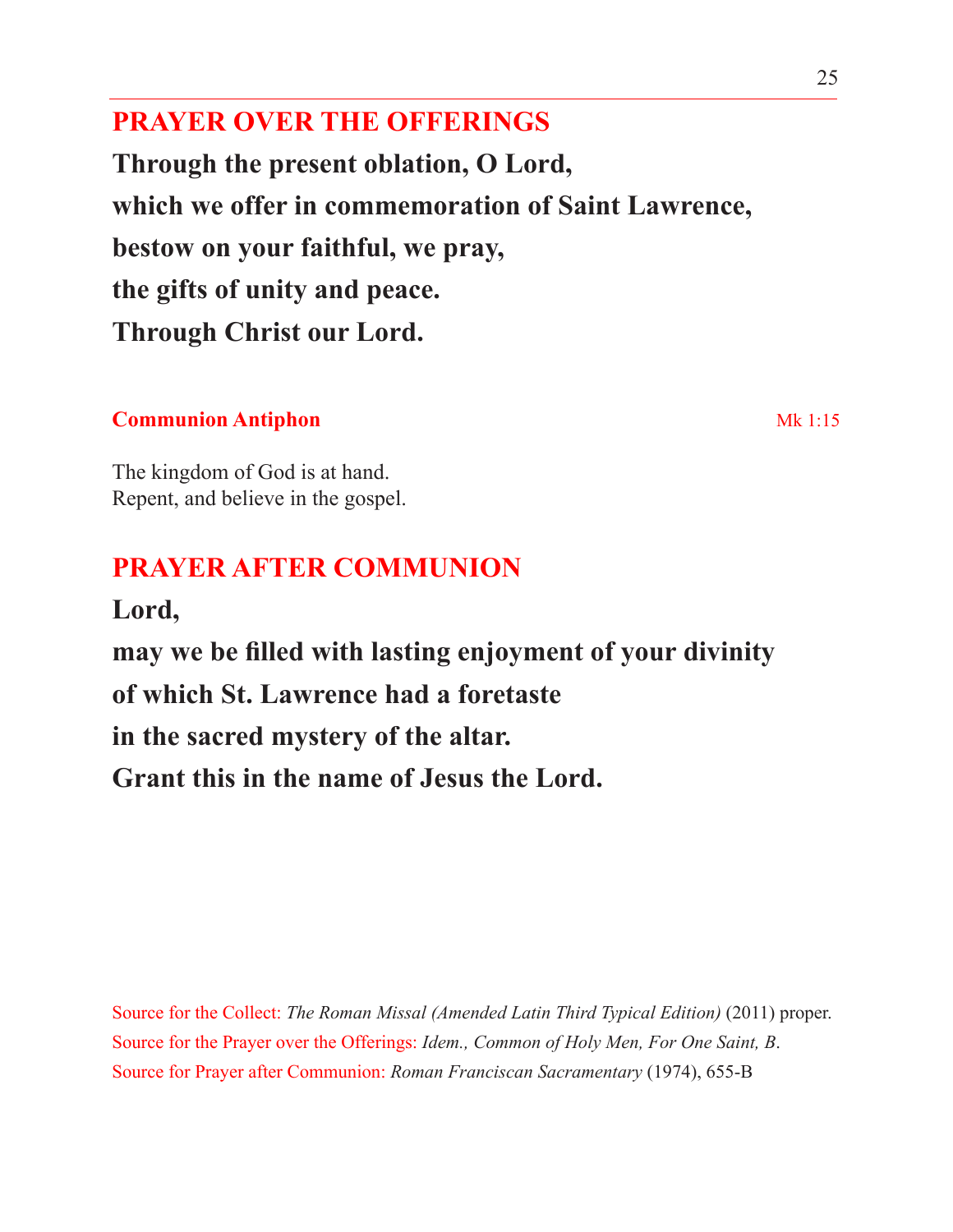## PRAYER OVER THE OFFERINGS

**Through the present oblation, O Lord,**
**which we offer in commemoration of Saint Lawrence,**
**bestow on your faithful, we pray,**
**the gifts of unity and peace.**
**Through Christ our Lord.**

**Communion Antiphon** Mk 1:15

The kingdom of God is at hand.
Repent, and believe in the gospel.

## PRAYER AFTER COMMUNION

**Lord,**
**may we be filled with lasting enjoyment of your divinity**
**of which St. Lawrence had a foretaste**
**in the sacred mystery of the altar.**
**Grant this in the name of Jesus the Lord.**

Source for the Collect: *The Roman Missal (Amended Latin Third Typical Edition)* (2011) proper.
Source for the Prayer over the Offerings: *Idem., Common of Holy Men, For One Saint, B*.
Source for Prayer after Communion: *Roman Franciscan Sacramentary* (1974), 655-B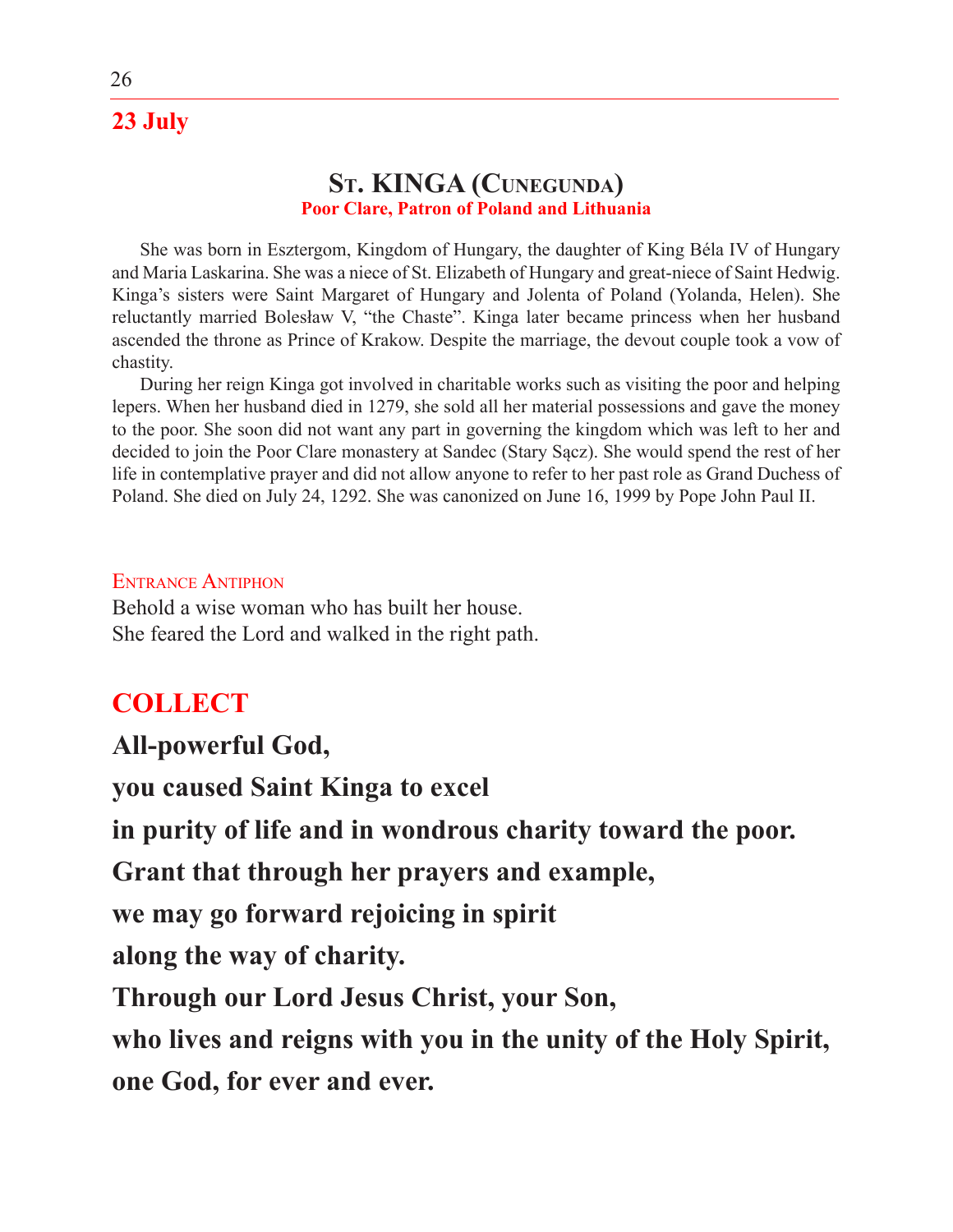## 23 July

### St. KINGA (Cunegunda)

**Poor Clare, Patron of Poland and Lithuania**

She was born in Esztergom, Kingdom of Hungary, the daughter of King Béla IV of Hungary and Maria Laskarina. She was a niece of St. Elizabeth of Hungary and great-niece of Saint Hedwig. Kinga's sisters were Saint Margaret of Hungary and Jolenta of Poland (Yolanda, Helen). She reluctantly married Bolesław V, "the Chaste". Kinga later became princess when her husband ascended the throne as Prince of Krakow. Despite the marriage, the devout couple took a vow of chastity.

During her reign Kinga got involved in charitable works such as visiting the poor and helping lepers. When her husband died in 1279, she sold all her material possessions and gave the money to the poor. She soon did not want any part in governing the kingdom which was left to her and decided to join the Poor Clare monastery at Sandec (Stary Sącz). She would spend the rest of her life in contemplative prayer and did not allow anyone to refer to her past role as Grand Duchess of Poland. She died on July 24, 1292. She was canonized on June 16, 1999 by Pope John Paul II.

Entrance Antiphon

Behold a wise woman who has built her house.
She feared the Lord and walked in the right path.

## COLLECT

**All-powerful God,**

**you caused Saint Kinga to excel**

**in purity of life and in wondrous charity toward the poor.**

**Grant that through her prayers and example,**

**we may go forward rejoicing in spirit**

**along the way of charity.**

**Through our Lord Jesus Christ, your Son,**

**who lives and reigns with you in the unity of the Holy Spirit,**

**one God, for ever and ever.**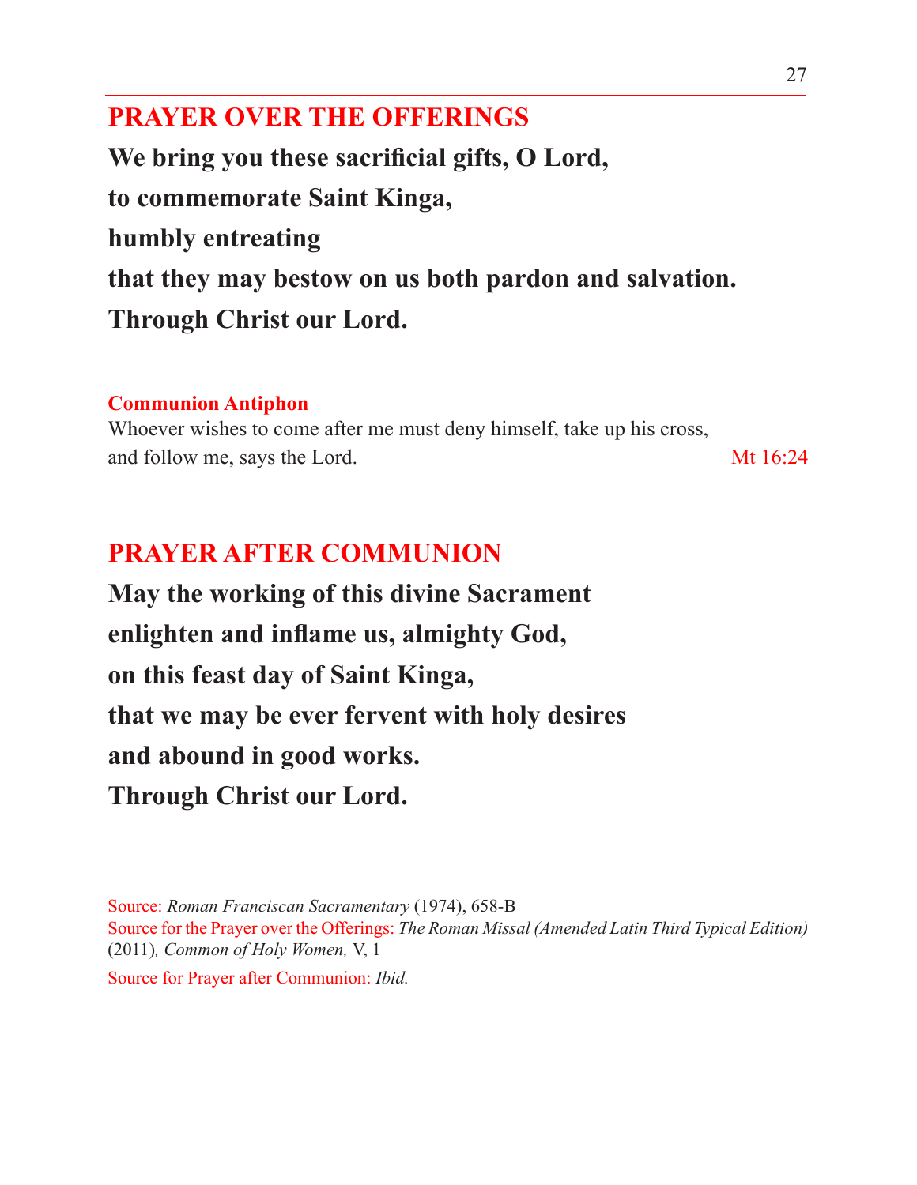## PRAYER OVER THE OFFERINGS

**We bring you these sacrificial gifts, O Lord,**

**to commemorate Saint Kinga,**

**humbly entreating**

**that they may bestow on us both pardon and salvation.**

**Through Christ our Lord.**

**Communion Antiphon**

Whoever wishes to come after me must deny himself, take up his cross, and follow me, says the Lord. Mt 16:24

## PRAYER AFTER COMMUNION

**May the working of this divine Sacrament**

**enlighten and inflame us, almighty God,**

**on this feast day of Saint Kinga,**

**that we may be ever fervent with holy desires**

**and abound in good works.**

**Through Christ our Lord.**

Source: *Roman Franciscan Sacramentary* (1974), 658-B
Source for the Prayer over the Offerings: *The Roman Missal (Amended Latin Third Typical Edition)* (2011)*, Common of Holy Women,* V, 1

Source for Prayer after Communion: *Ibid.*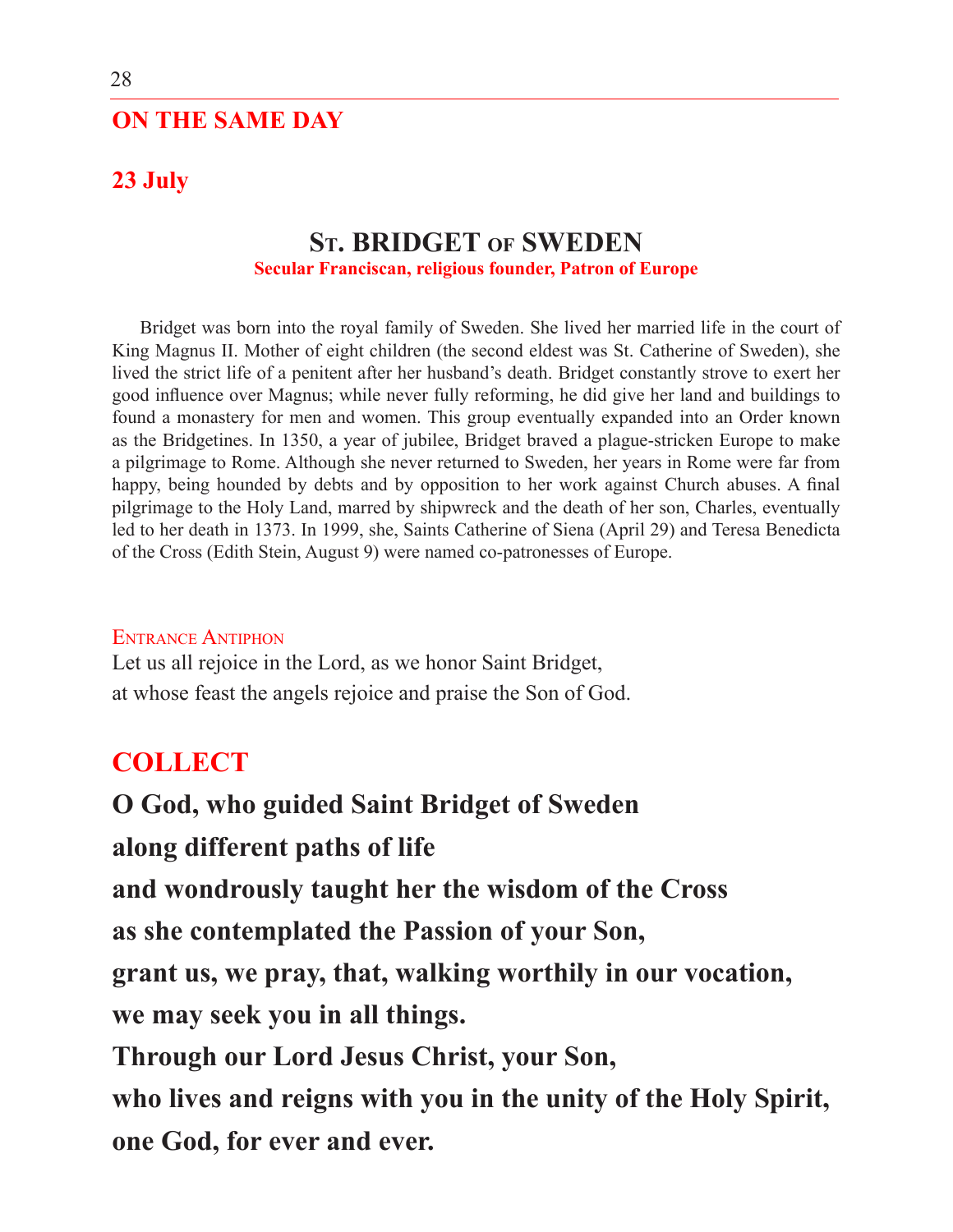## ON THE SAME DAY

## 23 July

# St. BRIDGET of SWEDEN

**Secular Franciscan, religious founder, Patron of Europe**

Bridget was born into the royal family of Sweden. She lived her married life in the court of King Magnus II. Mother of eight children (the second eldest was St. Catherine of Sweden), she lived the strict life of a penitent after her husband's death. Bridget constantly strove to exert her good influence over Magnus; while never fully reforming, he did give her land and buildings to found a monastery for men and women. This group eventually expanded into an Order known as the Bridgetines. In 1350, a year of jubilee, Bridget braved a plague-stricken Europe to make a pilgrimage to Rome. Although she never returned to Sweden, her years in Rome were far from happy, being hounded by debts and by opposition to her work against Church abuses. A final pilgrimage to the Holy Land, marred by shipwreck and the death of her son, Charles, eventually led to her death in 1373. In 1999, she, Saints Catherine of Siena (April 29) and Teresa Benedicta of the Cross (Edith Stein, August 9) were named co-patronesses of Europe.

Entrance Antiphon

Let us all rejoice in the Lord, as we honor Saint Bridget,
at whose feast the angels rejoice and praise the Son of God.

## COLLECT

**O God, who guided Saint Bridget of Sweden**
**along different paths of life**
**and wondrously taught her the wisdom of the Cross**
**as she contemplated the Passion of your Son,**
**grant us, we pray, that, walking worthily in our vocation,**
**we may seek you in all things.**
**Through our Lord Jesus Christ, your Son,**
**who lives and reigns with you in the unity of the Holy Spirit,**
**one God, for ever and ever.**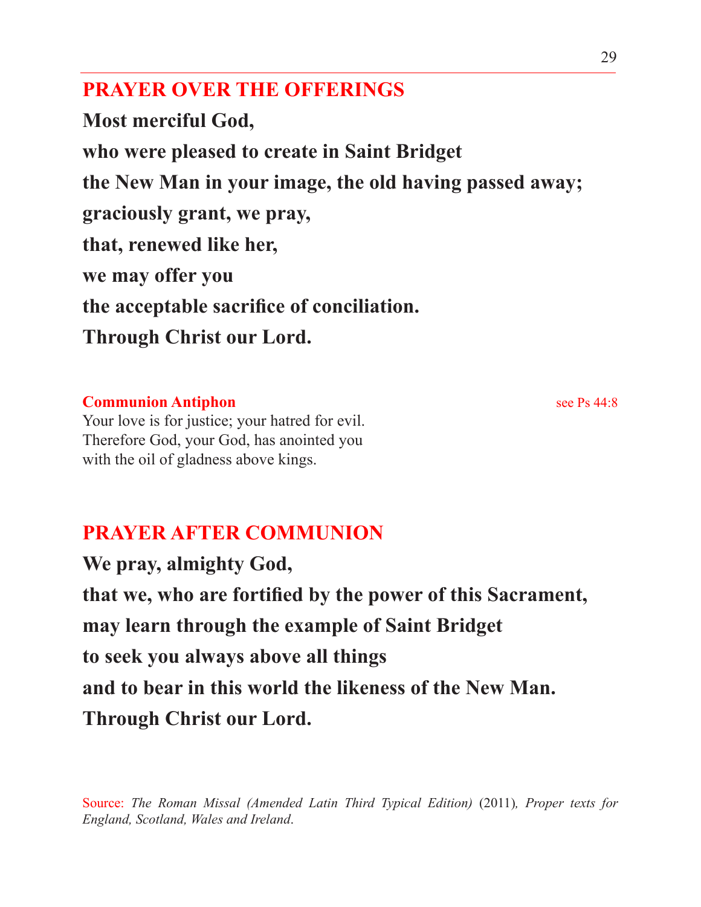## PRAYER OVER THE OFFERINGS

**Most merciful God,**
**who were pleased to create in Saint Bridget**
**the New Man in your image, the old having passed away;**
**graciously grant, we pray,**
**that, renewed like her,**
**we may offer you**
**the acceptable sacrifice of conciliation.**
**Through Christ our Lord.**

**Communion Antiphon** — see Ps 44:8

Your love is for justice; your hatred for evil.
Therefore God, your God, has anointed you
with the oil of gladness above kings.

## PRAYER AFTER COMMUNION

**We pray, almighty God,**
**that we, who are fortified by the power of this Sacrament,**
**may learn through the example of Saint Bridget**
**to seek you always above all things**
**and to bear in this world the likeness of the New Man.**
**Through Christ our Lord.**

Source: *The Roman Missal (Amended Latin Third Typical Edition)* (2011), *Proper texts for England, Scotland, Wales and Ireland*.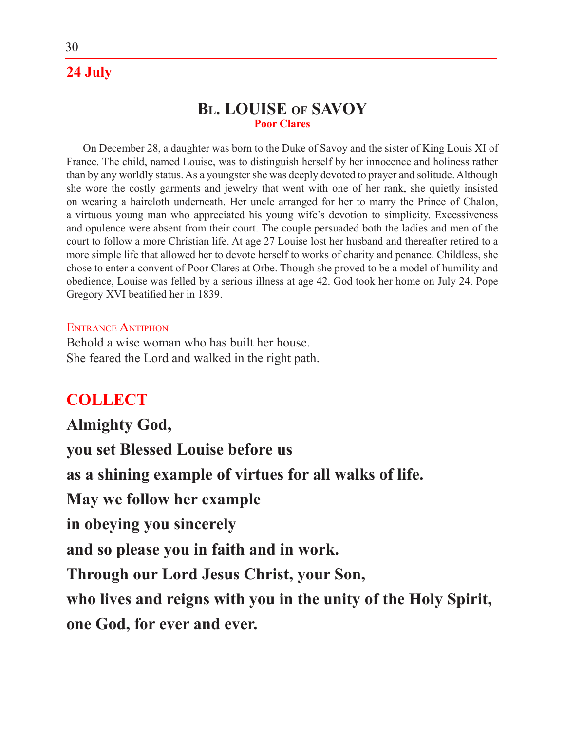## 24 July

# Bl. Louise of Savoy

**Poor Clares**

On December 28, a daughter was born to the Duke of Savoy and the sister of King Louis XI of France. The child, named Louise, was to distinguish herself by her innocence and holiness rather than by any worldly status. As a youngster she was deeply devoted to prayer and solitude. Although she wore the costly garments and jewelry that went with one of her rank, she quietly insisted on wearing a haircloth underneath. Her uncle arranged for her to marry the Prince of Chalon, a virtuous young man who appreciated his young wife's devotion to simplicity. Excessiveness and opulence were absent from their court. The couple persuaded both the ladies and men of the court to follow a more Christian life. At age 27 Louise lost her husband and thereafter retired to a more simple life that allowed her to devote herself to works of charity and penance. Childless, she chose to enter a convent of Poor Clares at Orbe. Though she proved to be a model of humility and obedience, Louise was felled by a serious illness at age 42. God took her home on July 24. Pope Gregory XVI beatified her in 1839.

Entrance Antiphon

Behold a wise woman who has built her house.
She feared the Lord and walked in the right path.

## COLLECT

**Almighty God,**

**you set Blessed Louise before us**

**as a shining example of virtues for all walks of life.**

**May we follow her example**

**in obeying you sincerely**

**and so please you in faith and in work.**

**Through our Lord Jesus Christ, your Son,**

**who lives and reigns with you in the unity of the Holy Spirit,**

**one God, for ever and ever.**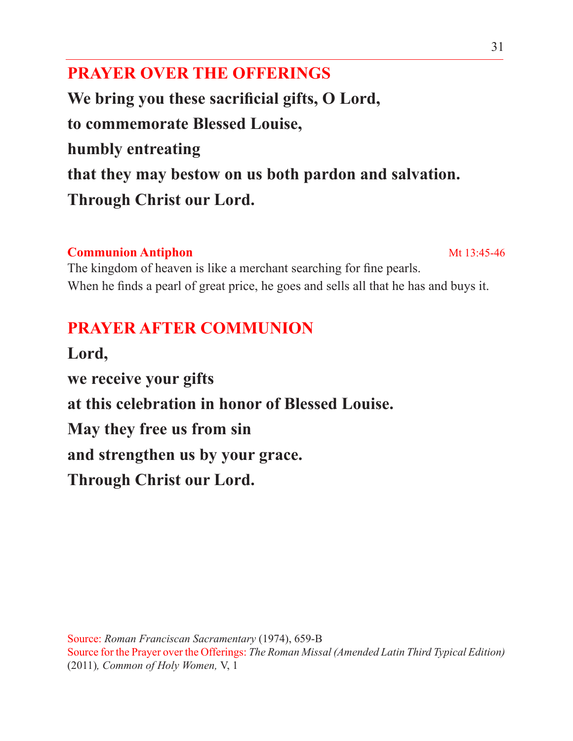## PRAYER OVER THE OFFERINGS

**We bring you these sacrificial gifts, O Lord,**
**to commemorate Blessed Louise,**
**humbly entreating**
**that they may bestow on us both pardon and salvation.**
**Through Christ our Lord.**

**Communion Antiphon** Mt 13:45-46

The kingdom of heaven is like a merchant searching for fine pearls.
When he finds a pearl of great price, he goes and sells all that he has and buys it.

## PRAYER AFTER COMMUNION

**Lord,**
**we receive your gifts**
**at this celebration in honor of Blessed Louise.**
**May they free us from sin**
**and strengthen us by your grace.**
**Through Christ our Lord.**

Source: *Roman Franciscan Sacramentary* (1974), 659-B
Source for the Prayer over the Offerings: *The Roman Missal (Amended Latin Third Typical Edition)* (2011)*, Common of Holy Women,* V, 1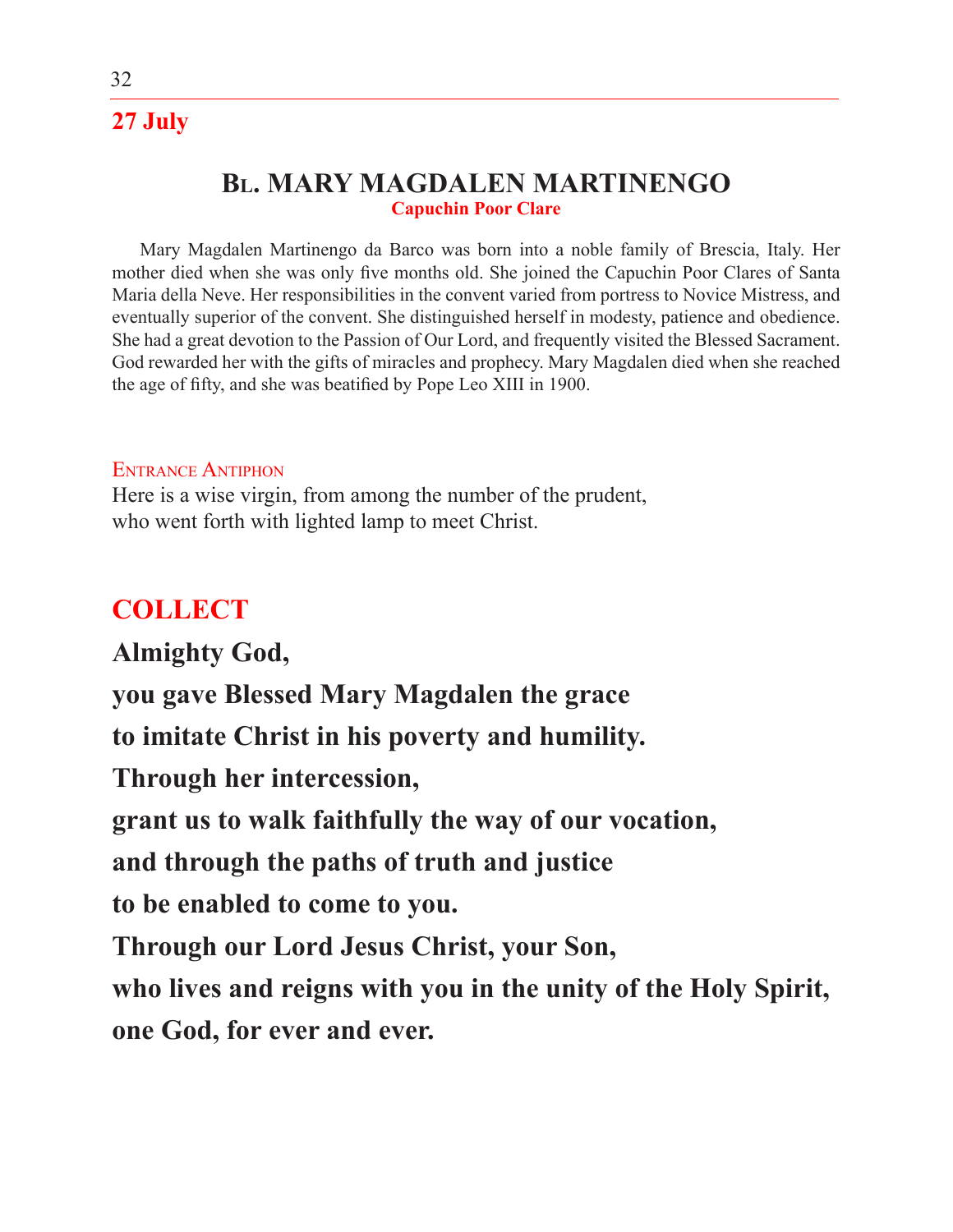## 27 July

# Bl. MARY MAGDALEN MARTINENGO

**Capuchin Poor Clare**

Mary Magdalen Martinengo da Barco was born into a noble family of Brescia, Italy. Her mother died when she was only five months old. She joined the Capuchin Poor Clares of Santa Maria della Neve. Her responsibilities in the convent varied from portress to Novice Mistress, and eventually superior of the convent. She distinguished herself in modesty, patience and obedience. She had a great devotion to the Passion of Our Lord, and frequently visited the Blessed Sacrament. God rewarded her with the gifts of miracles and prophecy. Mary Magdalen died when she reached the age of fifty, and she was beatified by Pope Leo XIII in 1900.

Entrance Antiphon

Here is a wise virgin, from among the number of the prudent,
who went forth with lighted lamp to meet Christ.

## COLLECT

**Almighty God,**
**you gave Blessed Mary Magdalen the grace**
**to imitate Christ in his poverty and humility.**
**Through her intercession,**
**grant us to walk faithfully the way of our vocation,**
**and through the paths of truth and justice**
**to be enabled to come to you.**
**Through our Lord Jesus Christ, your Son,**
**who lives and reigns with you in the unity of the Holy Spirit,**
**one God, for ever and ever.**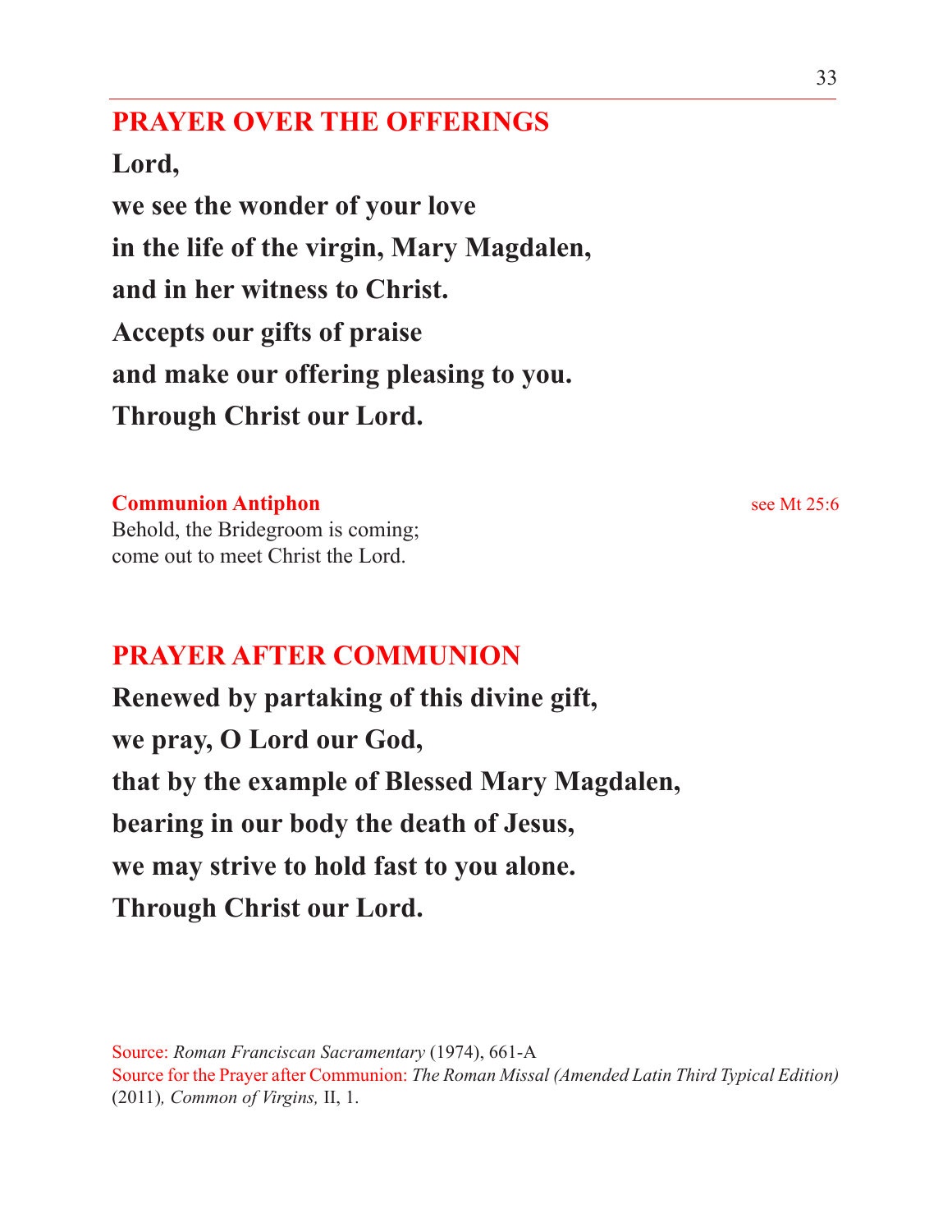## PRAYER OVER THE OFFERINGS

**Lord,**
**we see the wonder of your love**
**in the life of the virgin, Mary Magdalen,**
**and in her witness to Christ.**
**Accepts our gifts of praise**
**and make our offering pleasing to you.**
**Through Christ our Lord.**

**Communion Antiphon** — see Mt 25:6

Behold, the Bridegroom is coming;
come out to meet Christ the Lord.

## PRAYER AFTER COMMUNION

**Renewed by partaking of this divine gift,**
**we pray, O Lord our God,**
**that by the example of Blessed Mary Magdalen,**
**bearing in our body the death of Jesus,**
**we may strive to hold fast to you alone.**
**Through Christ our Lord.**

Source: *Roman Franciscan Sacramentary* (1974), 661-A
Source for the Prayer after Communion: *The Roman Missal (Amended Latin Third Typical Edition)* (2011)*, Common of Virgins,* II, 1.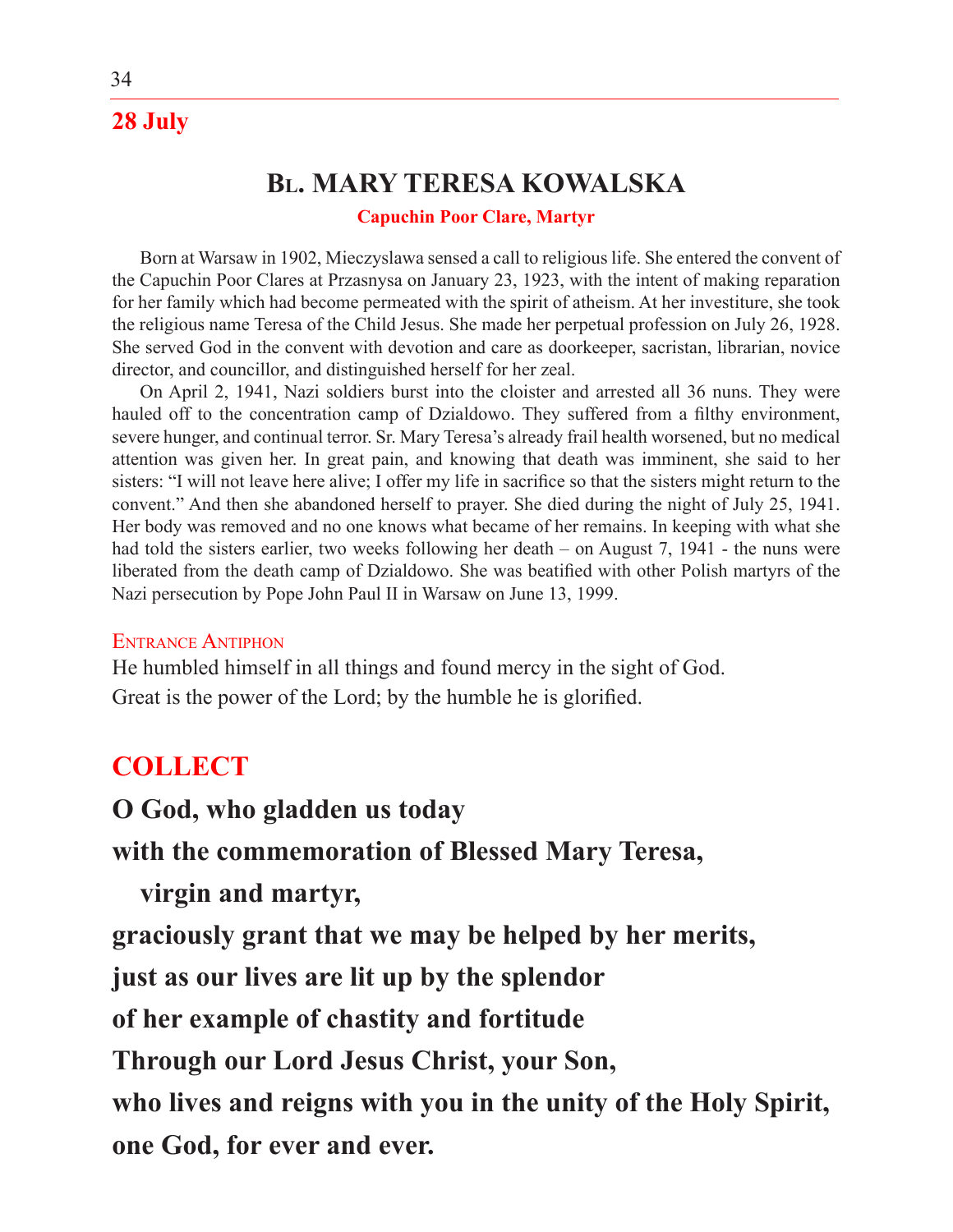## 28 July

# Bl. Mary Teresa Kowalska

**Capuchin Poor Clare, Martyr**

Born at Warsaw in 1902, Mieczyslawa sensed a call to religious life. She entered the convent of the Capuchin Poor Clares at Przasnysa on January 23, 1923, with the intent of making reparation for her family which had become permeated with the spirit of atheism. At her investiture, she took the religious name Teresa of the Child Jesus. She made her perpetual profession on July 26, 1928. She served God in the convent with devotion and care as doorkeeper, sacristan, librarian, novice director, and councillor, and distinguished herself for her zeal.

On April 2, 1941, Nazi soldiers burst into the cloister and arrested all 36 nuns. They were hauled off to the concentration camp of Dzialdowo. They suffered from a filthy environment, severe hunger, and continual terror. Sr. Mary Teresa's already frail health worsened, but no medical attention was given her. In great pain, and knowing that death was imminent, she said to her sisters: "I will not leave here alive; I offer my life in sacrifice so that the sisters might return to the convent." And then she abandoned herself to prayer. She died during the night of July 25, 1941. Her body was removed and no one knows what became of her remains. In keeping with what she had told the sisters earlier, two weeks following her death – on August 7, 1941 - the nuns were liberated from the death camp of Dzialdowo. She was beatified with other Polish martyrs of the Nazi persecution by Pope John Paul II in Warsaw on June 13, 1999.

### Entrance Antiphon

He humbled himself in all things and found mercy in the sight of God.
Great is the power of the Lord; by the humble he is glorified.

## COLLECT

**O God, who gladden us today**
**with the commemoration of Blessed Mary Teresa,**
**virgin and martyr,**
**graciously grant that we may be helped by her merits,**
**just as our lives are lit up by the splendor**
**of her example of chastity and fortitude**
**Through our Lord Jesus Christ, your Son,**
**who lives and reigns with you in the unity of the Holy Spirit,**
**one God, for ever and ever.**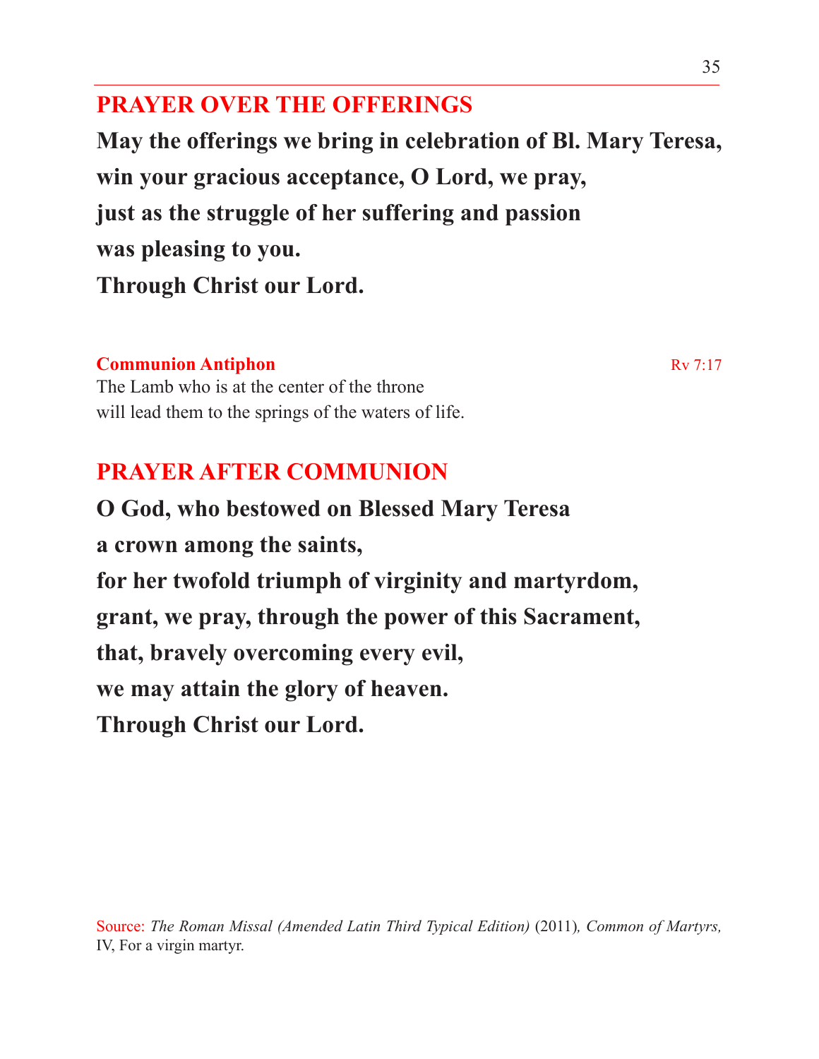## PRAYER OVER THE OFFERINGS

**May the offerings we bring in celebration of Bl. Mary Teresa,**
**win your gracious acceptance, O Lord, we pray,**
**just as the struggle of her suffering and passion**
**was pleasing to you.**
**Through Christ our Lord.**

**Communion Antiphon** — Rv 7:17

The Lamb who is at the center of the throne
will lead them to the springs of the waters of life.

## PRAYER AFTER COMMUNION

**O God, who bestowed on Blessed Mary Teresa**
**a crown among the saints,**
**for her twofold triumph of virginity and martyrdom,**
**grant, we pray, through the power of this Sacrament,**
**that, bravely overcoming every evil,**
**we may attain the glory of heaven.**
**Through Christ our Lord.**

Source: *The Roman Missal (Amended Latin Third Typical Edition)* (2011)*, Common of Martyrs,* IV, For a virgin martyr.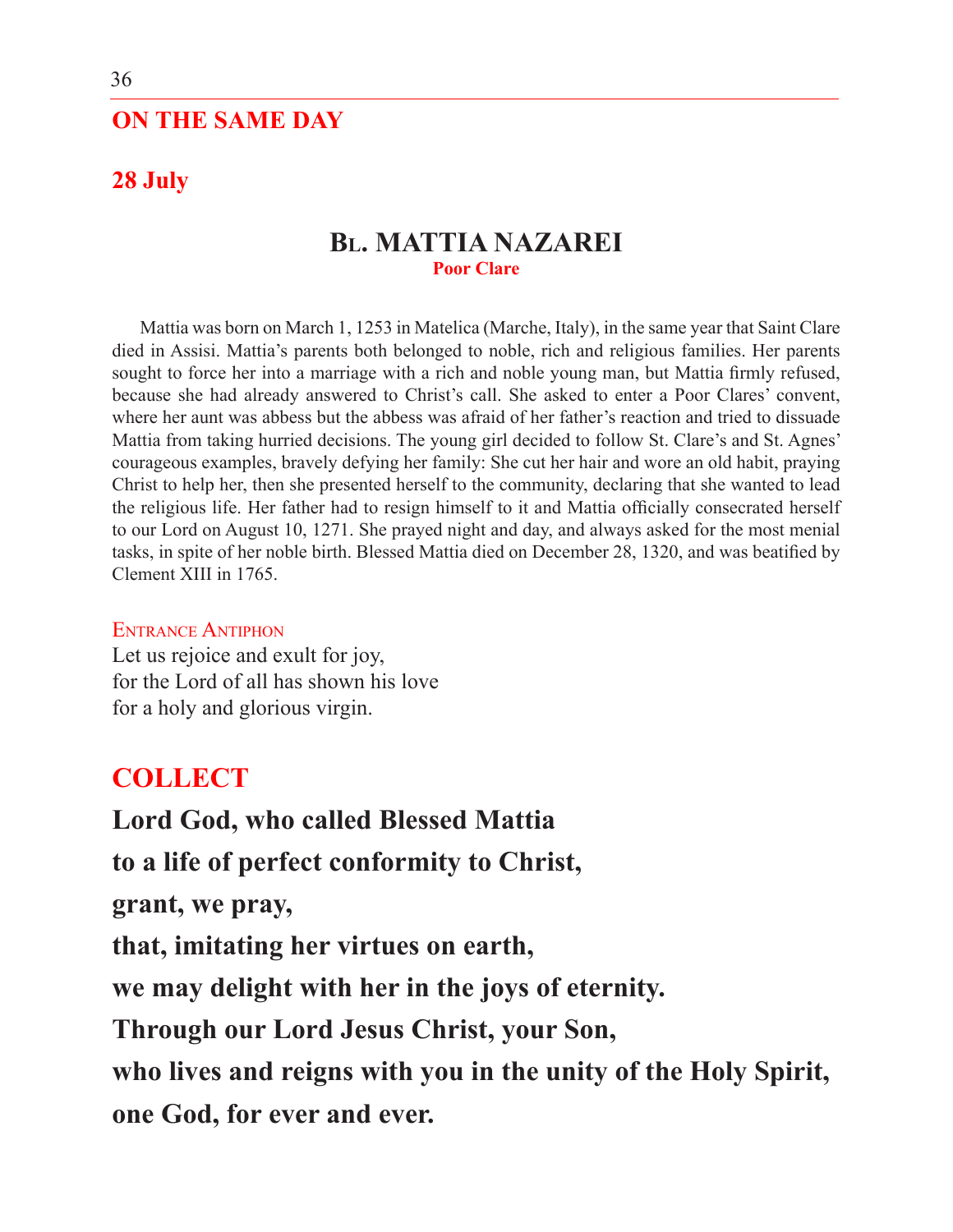## ON THE SAME DAY

### 28 July

# BL. MATTIA NAZAREI

**Poor Clare**

Mattia was born on March 1, 1253 in Matelica (Marche, Italy), in the same year that Saint Clare died in Assisi. Mattia's parents both belonged to noble, rich and religious families. Her parents sought to force her into a marriage with a rich and noble young man, but Mattia firmly refused, because she had already answered to Christ's call. She asked to enter a Poor Clares' convent, where her aunt was abbess but the abbess was afraid of her father's reaction and tried to dissuade Mattia from taking hurried decisions. The young girl decided to follow St. Clare's and St. Agnes' courageous examples, bravely defying her family: She cut her hair and wore an old habit, praying Christ to help her, then she presented herself to the community, declaring that she wanted to lead the religious life. Her father had to resign himself to it and Mattia officially consecrated herself to our Lord on August 10, 1271. She prayed night and day, and always asked for the most menial tasks, in spite of her noble birth. Blessed Mattia died on December 28, 1320, and was beatified by Clement XIII in 1765.

ENTRANCE ANTIPHON

Let us rejoice and exult for joy,
for the Lord of all has shown his love
for a holy and glorious virgin.

## COLLECT

**Lord God, who called Blessed Mattia**
**to a life of perfect conformity to Christ,**
**grant, we pray,**
**that, imitating her virtues on earth,**
**we may delight with her in the joys of eternity.**
**Through our Lord Jesus Christ, your Son,**
**who lives and reigns with you in the unity of the Holy Spirit,**
**one God, for ever and ever.**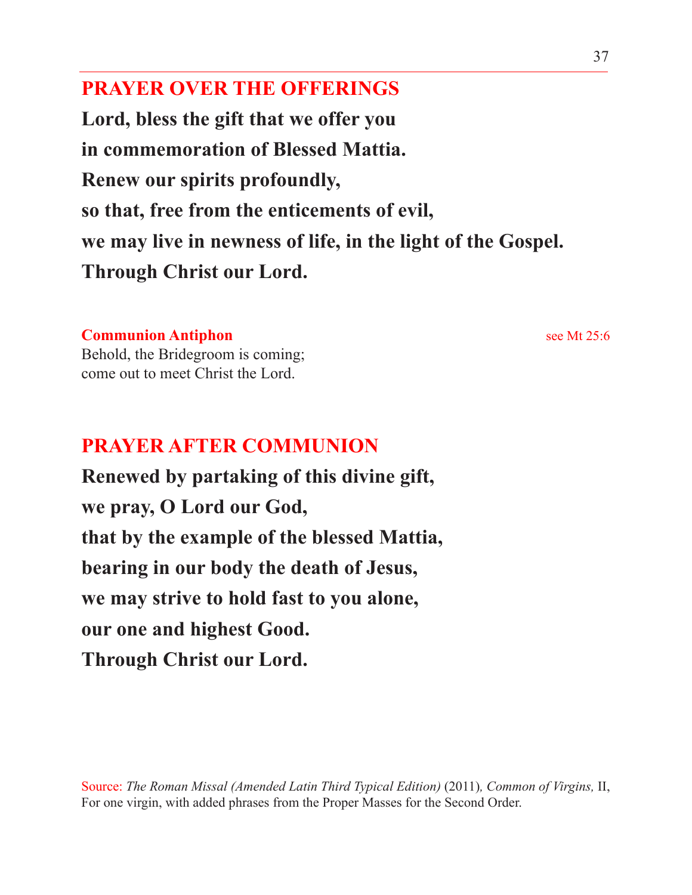## PRAYER OVER THE OFFERINGS

**Lord, bless the gift that we offer you**
**in commemoration of Blessed Mattia.**
**Renew our spirits profoundly,**
**so that, free from the enticements of evil,**
**we may live in newness of life, in the light of the Gospel.**
**Through Christ our Lord.**

**Communion Antiphon** see Mt 25:6

Behold, the Bridegroom is coming;
come out to meet Christ the Lord.

## PRAYER AFTER COMMUNION

**Renewed by partaking of this divine gift,**
**we pray, O Lord our God,**
**that by the example of the blessed Mattia,**
**bearing in our body the death of Jesus,**
**we may strive to hold fast to you alone,**
**our one and highest Good.**
**Through Christ our Lord.**

Source: *The Roman Missal (Amended Latin Third Typical Edition)* (2011), *Common of Virgins,* II, For one virgin, with added phrases from the Proper Masses for the Second Order.